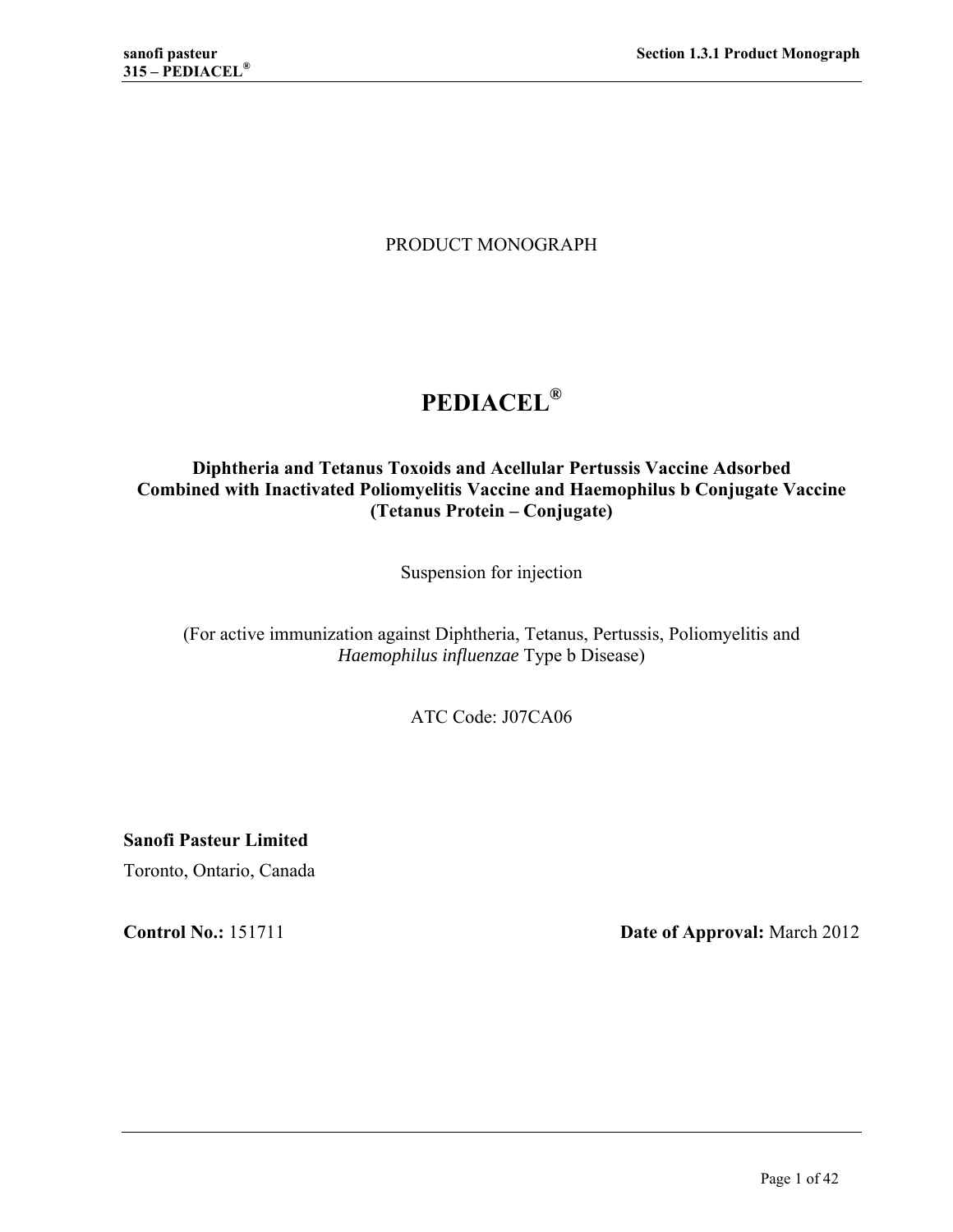PRODUCT MONOGRAPH

# PEDIACEL®

**Diphtheria and Tetanus Toxoids and Acellular Pertussis Vaccine Adsorbed Combined with Inactivated Poliomyelitis Vaccine and Haemophilus b Conjugate Vaccine (Tetanus Protein – Conjugate)**

Suspension for injection

(For active immunization against Diphtheria, Tetanus, Pertussis, Poliomyelitis and *Haemophilus influenzae* Type b Disease)

ATC Code: J07CA06

**Sanofi Pasteur Limited**

Toronto, Ontario, Canada

**Control No.:** 151711

**Date of Approval:** March 2012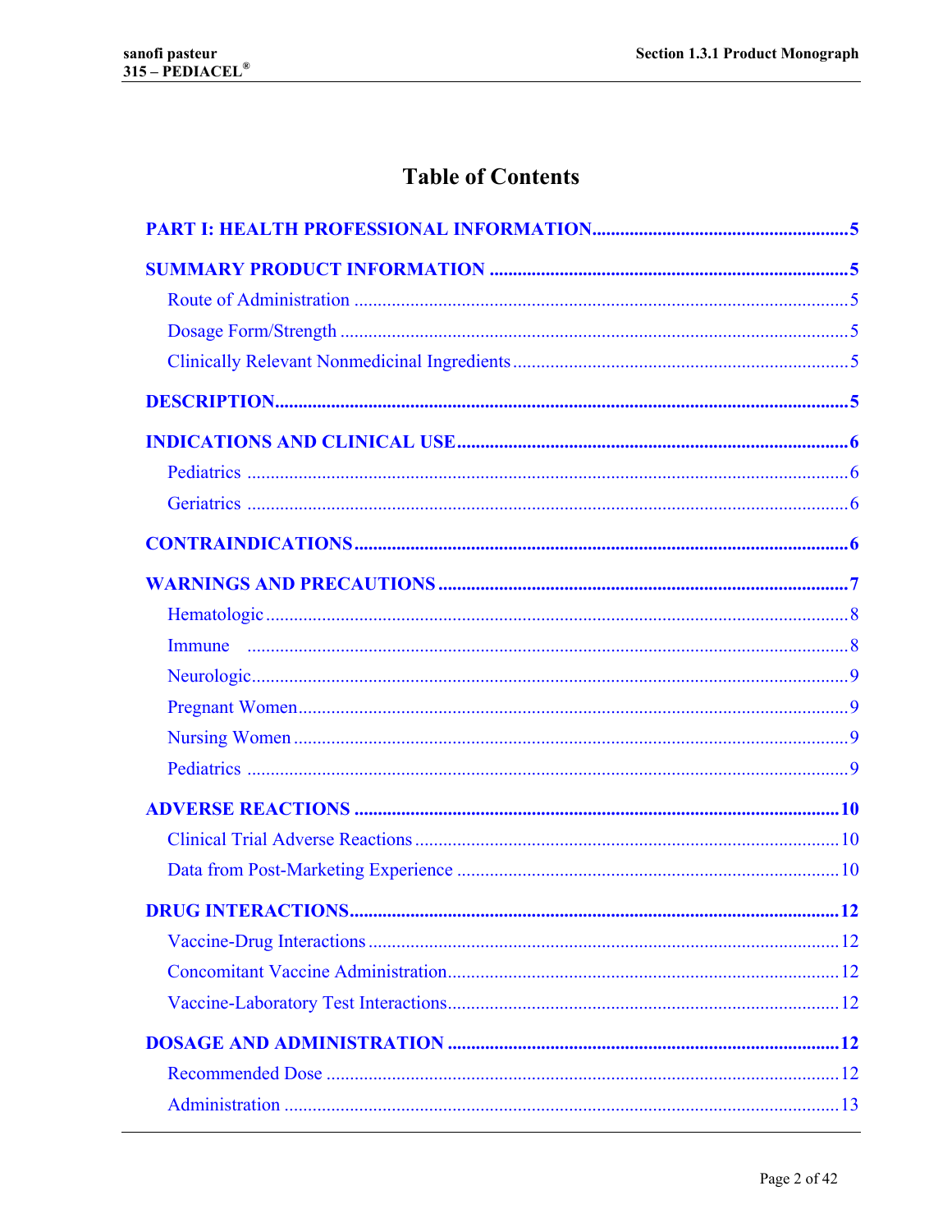# Table of Contents

**PART I: HEALTH PROFESSIONAL INFORMATION** ...... 5

**SUMMARY PRODUCT INFORMATION** ...... 5

- Route of Administration ...... 5
- Dosage Form/Strength ...... 5
- Clinically Relevant Nonmedicinal Ingredients ...... 5

**DESCRIPTION** ...... 5

**INDICATIONS AND CLINICAL USE** ...... 6

- Pediatrics ...... 6
- Geriatrics ...... 6

**CONTRAINDICATIONS** ...... 6

**WARNINGS AND PRECAUTIONS** ...... 7

- Hematologic ...... 8
- Immune ...... 8
- Neurologic ...... 9
- Pregnant Women ...... 9
- Nursing Women ...... 9
- Pediatrics ...... 9

**ADVERSE REACTIONS** ...... 10

- Clinical Trial Adverse Reactions ...... 10
- Data from Post-Marketing Experience ...... 10

**DRUG INTERACTIONS** ...... 12

- Vaccine-Drug Interactions ...... 12
- Concomitant Vaccine Administration ...... 12
- Vaccine-Laboratory Test Interactions ...... 12

**DOSAGE AND ADMINISTRATION** ...... 12

- Recommended Dose ...... 12
- Administration ...... 13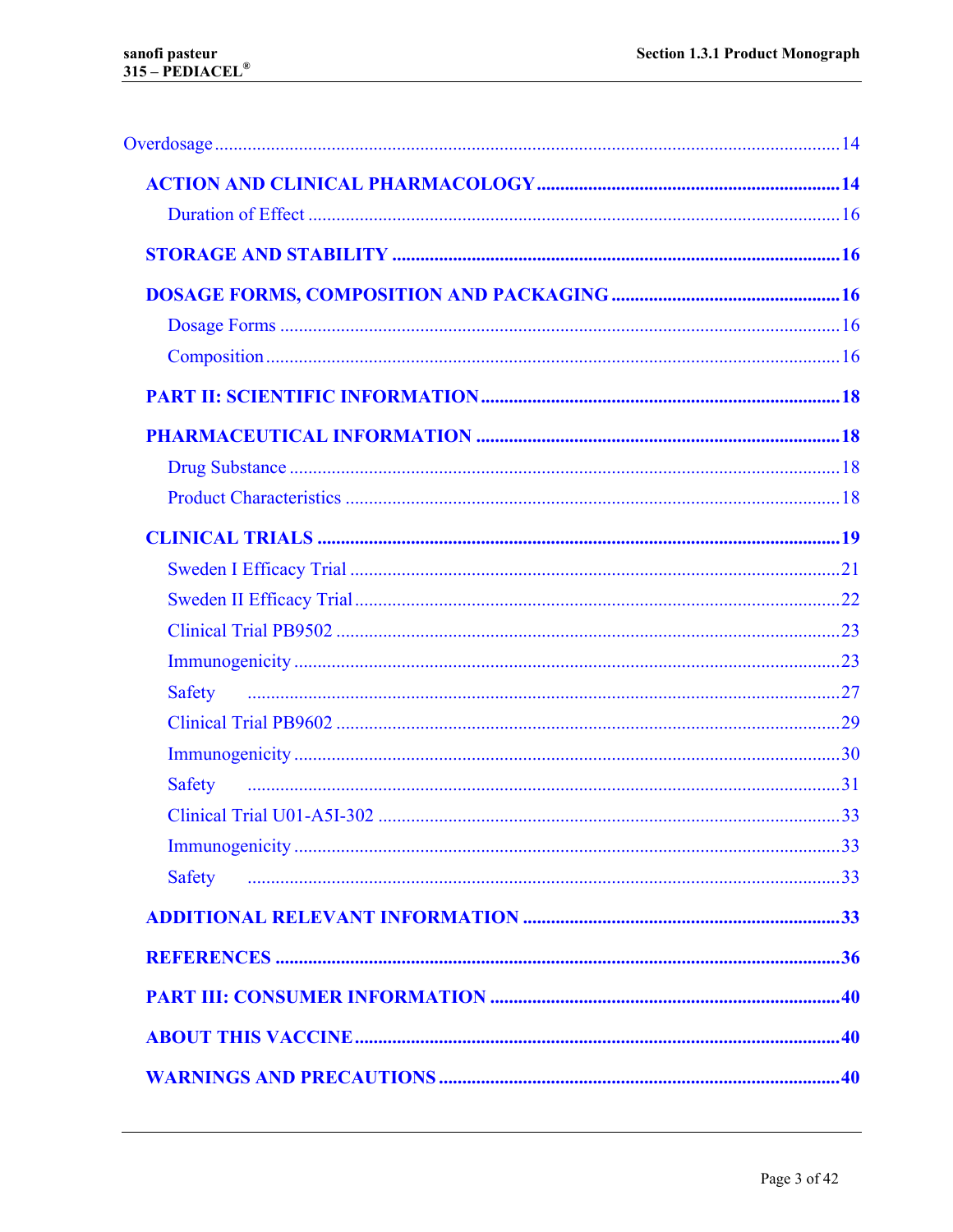Overdosage .......................................................................................................................14

**ACTION AND CLINICAL PHARMACOLOGY .................................................................14**

Duration of Effect .................................................................................................................16

**STORAGE AND STABILITY ...............................................................................................16**

**DOSAGE FORMS, COMPOSITION AND PACKAGING .................................................16**

Dosage Forms .......................................................................................................................16

Composition ..........................................................................................................................16

**PART II: SCIENTIFIC INFORMATION ............................................................................18**

**PHARMACEUTICAL INFORMATION .............................................................................18**

Drug Substance .....................................................................................................................18

Product Characteristics .........................................................................................................18

**CLINICAL TRIALS ...............................................................................................................19**

Sweden I Efficacy Trial ........................................................................................................21

Sweden II Efficacy Trial .......................................................................................................22

Clinical Trial PB9502 ..........................................................................................................23

Immunogenicity ....................................................................................................................23

Safety ....................................................................................................................................27

Clinical Trial PB9602 ..........................................................................................................29

Immunogenicity ....................................................................................................................30

Safety ....................................................................................................................................31

Clinical Trial U01-A5I-302 ..................................................................................................33

Immunogenicity ....................................................................................................................33

Safety ....................................................................................................................................33

**ADDITIONAL RELEVANT INFORMATION ....................................................................33**

**REFERENCES .........................................................................................................................36**

**PART III: CONSUMER INFORMATION ...........................................................................40**

**ABOUT THIS VACCINE .........................................................................................................40**

**WARNINGS AND PRECAUTIONS .......................................................................................40**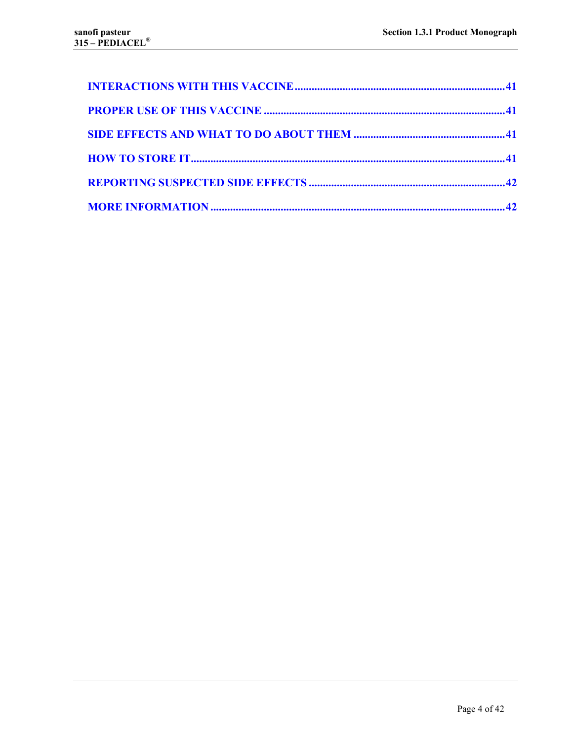INTERACTIONS WITH THIS VACCINE ........................................................................... 41

PROPER USE OF THIS VACCINE ..................................................................................... 41

SIDE EFFECTS AND WHAT TO DO ABOUT THEM ...................................................... 41

HOW TO STORE IT............................................................................................................. 41

REPORTING SUSPECTED SIDE EFFECTS ..................................................................... 42

MORE INFORMATION ........................................................................................................ 42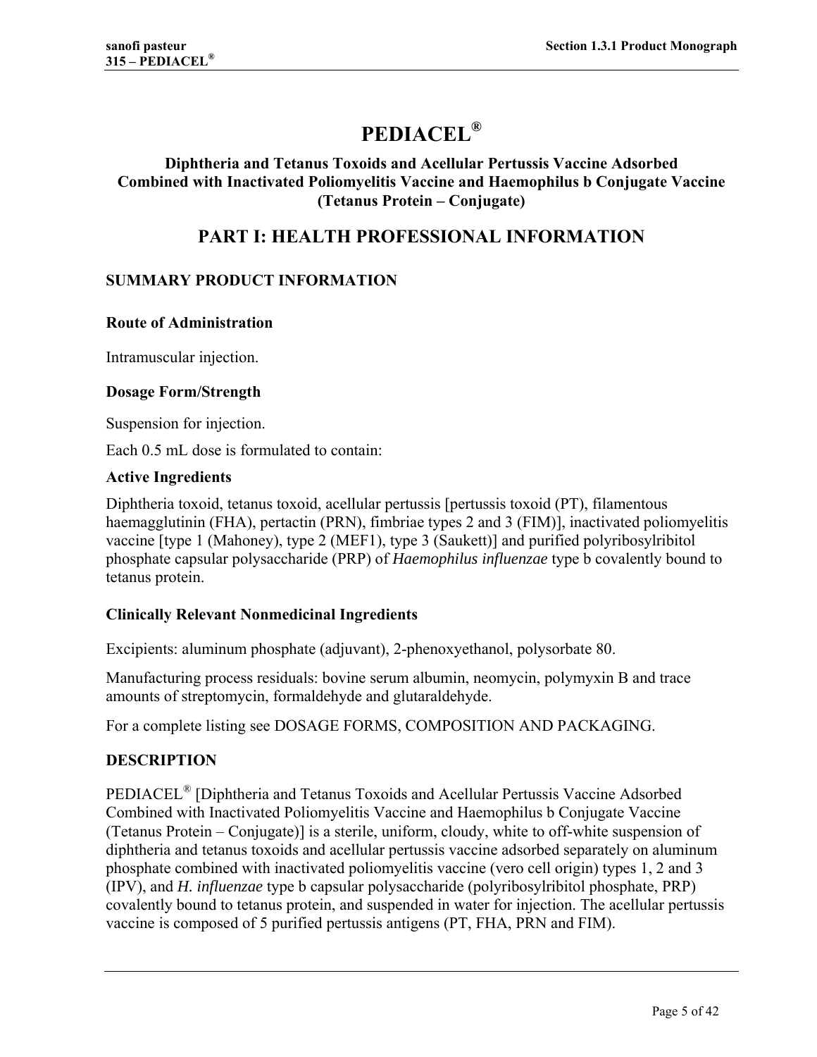# PEDIACEL®

### Diphtheria and Tetanus Toxoids and Acellular Pertussis Vaccine Adsorbed Combined with Inactivated Poliomyelitis Vaccine and Haemophilus b Conjugate Vaccine (Tetanus Protein – Conjugate)

## PART I: HEALTH PROFESSIONAL INFORMATION

### SUMMARY PRODUCT INFORMATION

#### Route of Administration

Intramuscular injection.

#### Dosage Form/Strength

Suspension for injection.

Each 0.5 mL dose is formulated to contain:

#### Active Ingredients

Diphtheria toxoid, tetanus toxoid, acellular pertussis [pertussis toxoid (PT), filamentous haemagglutinin (FHA), pertactin (PRN), fimbriae types 2 and 3 (FIM)], inactivated poliomyelitis vaccine [type 1 (Mahoney), type 2 (MEF1), type 3 (Saukett)] and purified polyribosylribitol phosphate capsular polysaccharide (PRP) of *Haemophilus influenzae* type b covalently bound to tetanus protein.

#### Clinically Relevant Nonmedicinal Ingredients

Excipients: aluminum phosphate (adjuvant), 2-phenoxyethanol, polysorbate 80.

Manufacturing process residuals: bovine serum albumin, neomycin, polymyxin B and trace amounts of streptomycin, formaldehyde and glutaraldehyde.

For a complete listing see DOSAGE FORMS, COMPOSITION AND PACKAGING.

### DESCRIPTION

PEDIACEL® [Diphtheria and Tetanus Toxoids and Acellular Pertussis Vaccine Adsorbed Combined with Inactivated Poliomyelitis Vaccine and Haemophilus b Conjugate Vaccine (Tetanus Protein – Conjugate)] is a sterile, uniform, cloudy, white to off-white suspension of diphtheria and tetanus toxoids and acellular pertussis vaccine adsorbed separately on aluminum phosphate combined with inactivated poliomyelitis vaccine (vero cell origin) types 1, 2 and 3 (IPV), and *H. influenzae* type b capsular polysaccharide (polyribosylribitol phosphate, PRP) covalently bound to tetanus protein, and suspended in water for injection. The acellular pertussis vaccine is composed of 5 purified pertussis antigens (PT, FHA, PRN and FIM).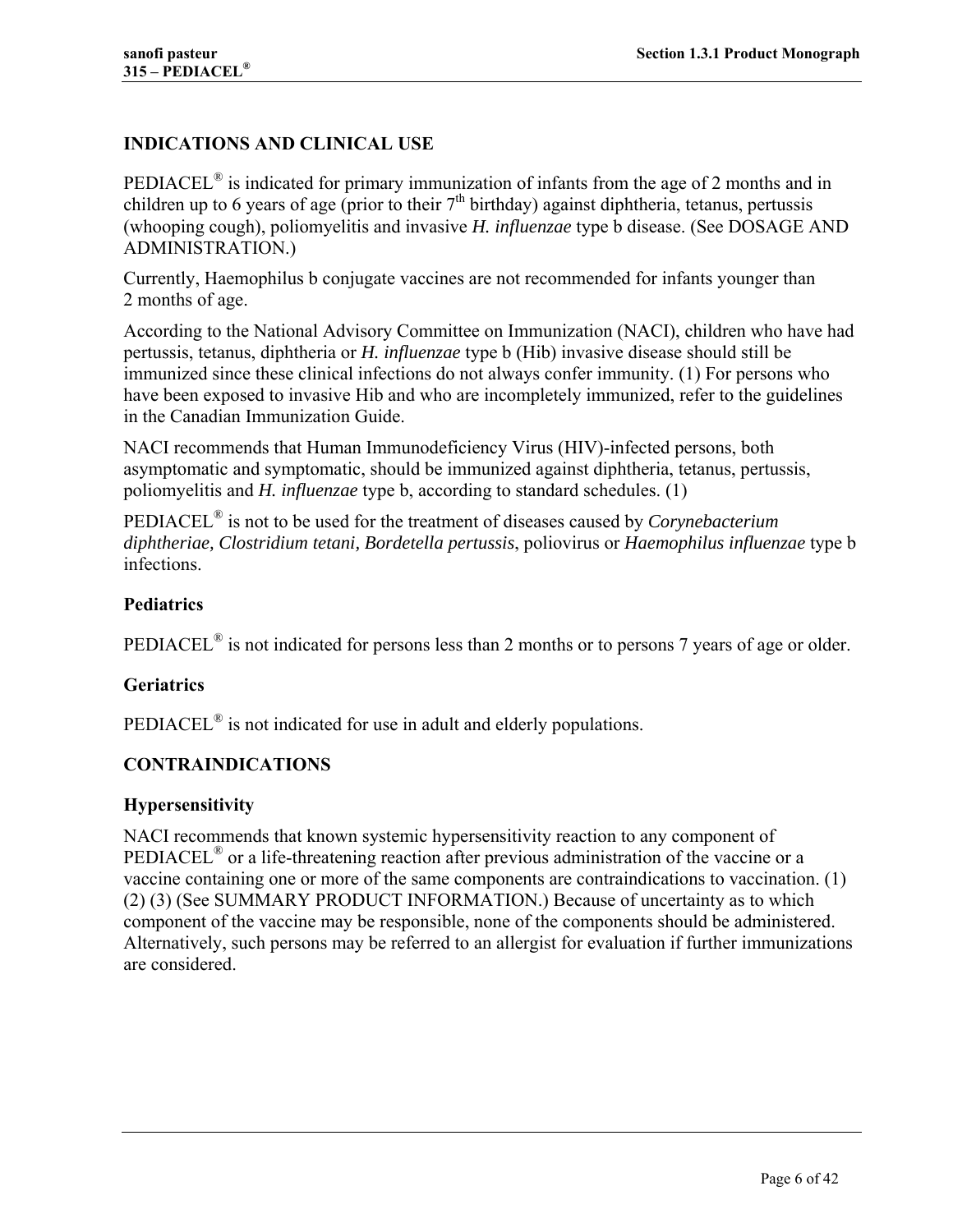## INDICATIONS AND CLINICAL USE

PEDIACEL® is indicated for primary immunization of infants from the age of 2 months and in children up to 6 years of age (prior to their 7th birthday) against diphtheria, tetanus, pertussis (whooping cough), poliomyelitis and invasive *H. influenzae* type b disease. (See DOSAGE AND ADMINISTRATION.)

Currently, Haemophilus b conjugate vaccines are not recommended for infants younger than 2 months of age.

According to the National Advisory Committee on Immunization (NACI), children who have had pertussis, tetanus, diphtheria or *H. influenzae* type b (Hib) invasive disease should still be immunized since these clinical infections do not always confer immunity. (1) For persons who have been exposed to invasive Hib and who are incompletely immunized, refer to the guidelines in the Canadian Immunization Guide.

NACI recommends that Human Immunodeficiency Virus (HIV)-infected persons, both asymptomatic and symptomatic, should be immunized against diphtheria, tetanus, pertussis, poliomyelitis and *H. influenzae* type b, according to standard schedules. (1)

PEDIACEL® is not to be used for the treatment of diseases caused by *Corynebacterium diphtheriae, Clostridium tetani, Bordetella pertussis*, poliovirus or *Haemophilus influenzae* type b infections.

### Pediatrics

PEDIACEL® is not indicated for persons less than 2 months or to persons 7 years of age or older.

### Geriatrics

PEDIACEL® is not indicated for use in adult and elderly populations.

## CONTRAINDICATIONS

### Hypersensitivity

NACI recommends that known systemic hypersensitivity reaction to any component of PEDIACEL® or a life-threatening reaction after previous administration of the vaccine or a vaccine containing one or more of the same components are contraindications to vaccination. (1) (2) (3) (See SUMMARY PRODUCT INFORMATION.) Because of uncertainty as to which component of the vaccine may be responsible, none of the components should be administered. Alternatively, such persons may be referred to an allergist for evaluation if further immunizations are considered.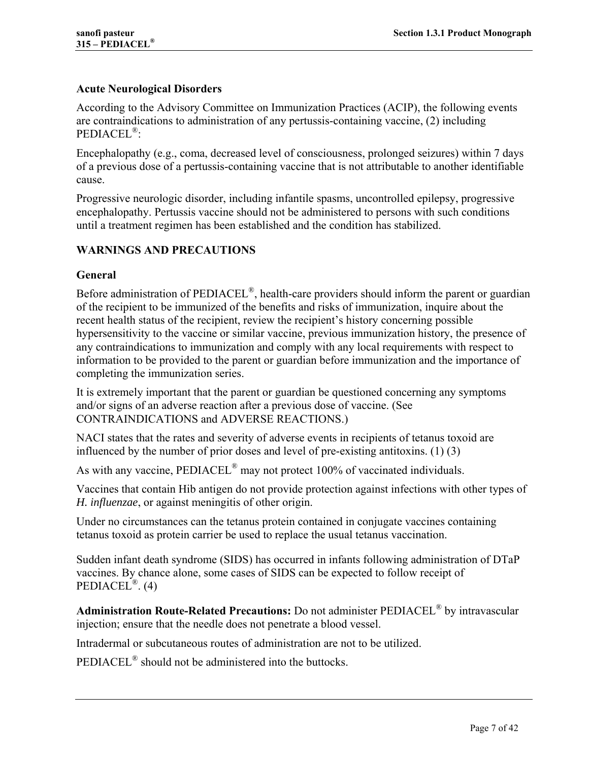### Acute Neurological Disorders

According to the Advisory Committee on Immunization Practices (ACIP), the following events are contraindications to administration of any pertussis-containing vaccine, (2) including PEDIACEL®:

Encephalopathy (e.g., coma, decreased level of consciousness, prolonged seizures) within 7 days of a previous dose of a pertussis-containing vaccine that is not attributable to another identifiable cause.

Progressive neurologic disorder, including infantile spasms, uncontrolled epilepsy, progressive encephalopathy. Pertussis vaccine should not be administered to persons with such conditions until a treatment regimen has been established and the condition has stabilized.

## WARNINGS AND PRECAUTIONS

### General

Before administration of PEDIACEL®, health-care providers should inform the parent or guardian of the recipient to be immunized of the benefits and risks of immunization, inquire about the recent health status of the recipient, review the recipient's history concerning possible hypersensitivity to the vaccine or similar vaccine, previous immunization history, the presence of any contraindications to immunization and comply with any local requirements with respect to information to be provided to the parent or guardian before immunization and the importance of completing the immunization series.

It is extremely important that the parent or guardian be questioned concerning any symptoms and/or signs of an adverse reaction after a previous dose of vaccine. (See CONTRAINDICATIONS and ADVERSE REACTIONS.)

NACI states that the rates and severity of adverse events in recipients of tetanus toxoid are influenced by the number of prior doses and level of pre-existing antitoxins. (1) (3)

As with any vaccine, PEDIACEL® may not protect 100% of vaccinated individuals.

Vaccines that contain Hib antigen do not provide protection against infections with other types of *H. influenzae*, or against meningitis of other origin.

Under no circumstances can the tetanus protein contained in conjugate vaccines containing tetanus toxoid as protein carrier be used to replace the usual tetanus vaccination.

Sudden infant death syndrome (SIDS) has occurred in infants following administration of DTaP vaccines. By chance alone, some cases of SIDS can be expected to follow receipt of PEDIACEL®. (4)

**Administration Route-Related Precautions:** Do not administer PEDIACEL® by intravascular injection; ensure that the needle does not penetrate a blood vessel.

Intradermal or subcutaneous routes of administration are not to be utilized.

PEDIACEL® should not be administered into the buttocks.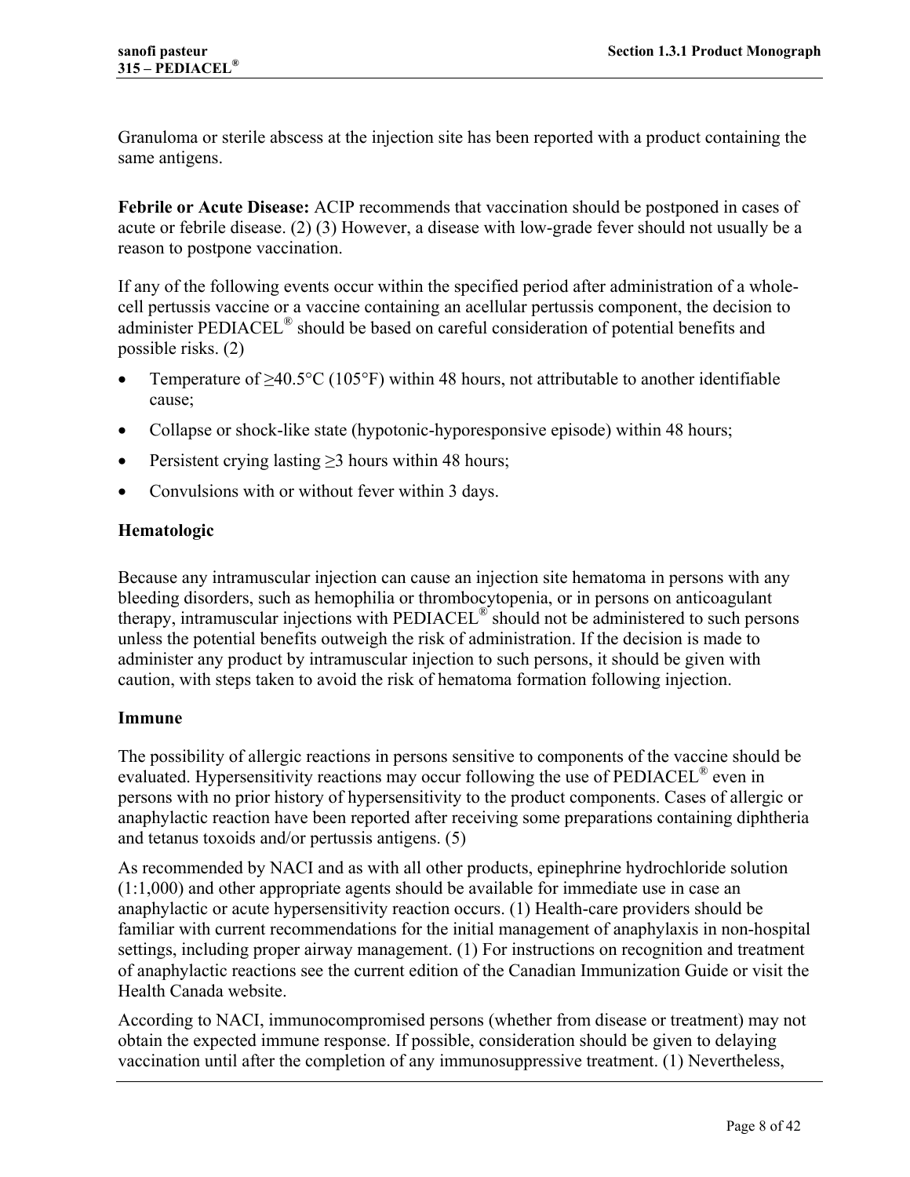Granuloma or sterile abscess at the injection site has been reported with a product containing the same antigens.

**Febrile or Acute Disease:** ACIP recommends that vaccination should be postponed in cases of acute or febrile disease. (2) (3) However, a disease with low-grade fever should not usually be a reason to postpone vaccination.

If any of the following events occur within the specified period after administration of a whole-cell pertussis vaccine or a vaccine containing an acellular pertussis component, the decision to administer PEDIACEL® should be based on careful consideration of potential benefits and possible risks. (2)

- Temperature of ≥40.5°C (105°F) within 48 hours, not attributable to another identifiable cause;
- Collapse or shock-like state (hypotonic-hyporesponsive episode) within 48 hours;
- Persistent crying lasting ≥3 hours within 48 hours;
- Convulsions with or without fever within 3 days.

### Hematologic

Because any intramuscular injection can cause an injection site hematoma in persons with any bleeding disorders, such as hemophilia or thrombocytopenia, or in persons on anticoagulant therapy, intramuscular injections with PEDIACEL® should not be administered to such persons unless the potential benefits outweigh the risk of administration. If the decision is made to administer any product by intramuscular injection to such persons, it should be given with caution, with steps taken to avoid the risk of hematoma formation following injection.

### Immune

The possibility of allergic reactions in persons sensitive to components of the vaccine should be evaluated. Hypersensitivity reactions may occur following the use of PEDIACEL® even in persons with no prior history of hypersensitivity to the product components. Cases of allergic or anaphylactic reaction have been reported after receiving some preparations containing diphtheria and tetanus toxoids and/or pertussis antigens. (5)

As recommended by NACI and as with all other products, epinephrine hydrochloride solution (1:1,000) and other appropriate agents should be available for immediate use in case an anaphylactic or acute hypersensitivity reaction occurs. (1) Health-care providers should be familiar with current recommendations for the initial management of anaphylaxis in non-hospital settings, including proper airway management. (1) For instructions on recognition and treatment of anaphylactic reactions see the current edition of the Canadian Immunization Guide or visit the Health Canada website.

According to NACI, immunocompromised persons (whether from disease or treatment) may not obtain the expected immune response. If possible, consideration should be given to delaying vaccination until after the completion of any immunosuppressive treatment. (1) Nevertheless,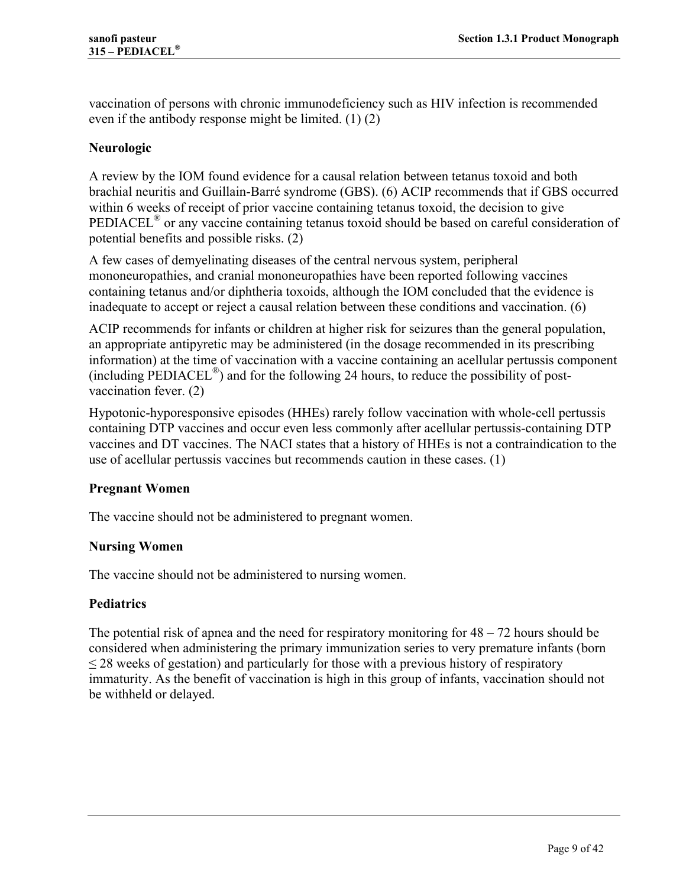vaccination of persons with chronic immunodeficiency such as HIV infection is recommended even if the antibody response might be limited. (1) (2)

### Neurologic

A review by the IOM found evidence for a causal relation between tetanus toxoid and both brachial neuritis and Guillain-Barré syndrome (GBS). (6) ACIP recommends that if GBS occurred within 6 weeks of receipt of prior vaccine containing tetanus toxoid, the decision to give PEDIACEL® or any vaccine containing tetanus toxoid should be based on careful consideration of potential benefits and possible risks. (2)

A few cases of demyelinating diseases of the central nervous system, peripheral mononeuropathies, and cranial mononeuropathies have been reported following vaccines containing tetanus and/or diphtheria toxoids, although the IOM concluded that the evidence is inadequate to accept or reject a causal relation between these conditions and vaccination. (6)

ACIP recommends for infants or children at higher risk for seizures than the general population, an appropriate antipyretic may be administered (in the dosage recommended in its prescribing information) at the time of vaccination with a vaccine containing an acellular pertussis component (including PEDIACEL®) and for the following 24 hours, to reduce the possibility of post-vaccination fever. (2)

Hypotonic-hyporesponsive episodes (HHEs) rarely follow vaccination with whole-cell pertussis containing DTP vaccines and occur even less commonly after acellular pertussis-containing DTP vaccines and DT vaccines. The NACI states that a history of HHEs is not a contraindication to the use of acellular pertussis vaccines but recommends caution in these cases. (1)

### Pregnant Women

The vaccine should not be administered to pregnant women.

### Nursing Women

The vaccine should not be administered to nursing women.

### Pediatrics

The potential risk of apnea and the need for respiratory monitoring for 48 – 72 hours should be considered when administering the primary immunization series to very premature infants (born ≤ 28 weeks of gestation) and particularly for those with a previous history of respiratory immaturity. As the benefit of vaccination is high in this group of infants, vaccination should not be withheld or delayed.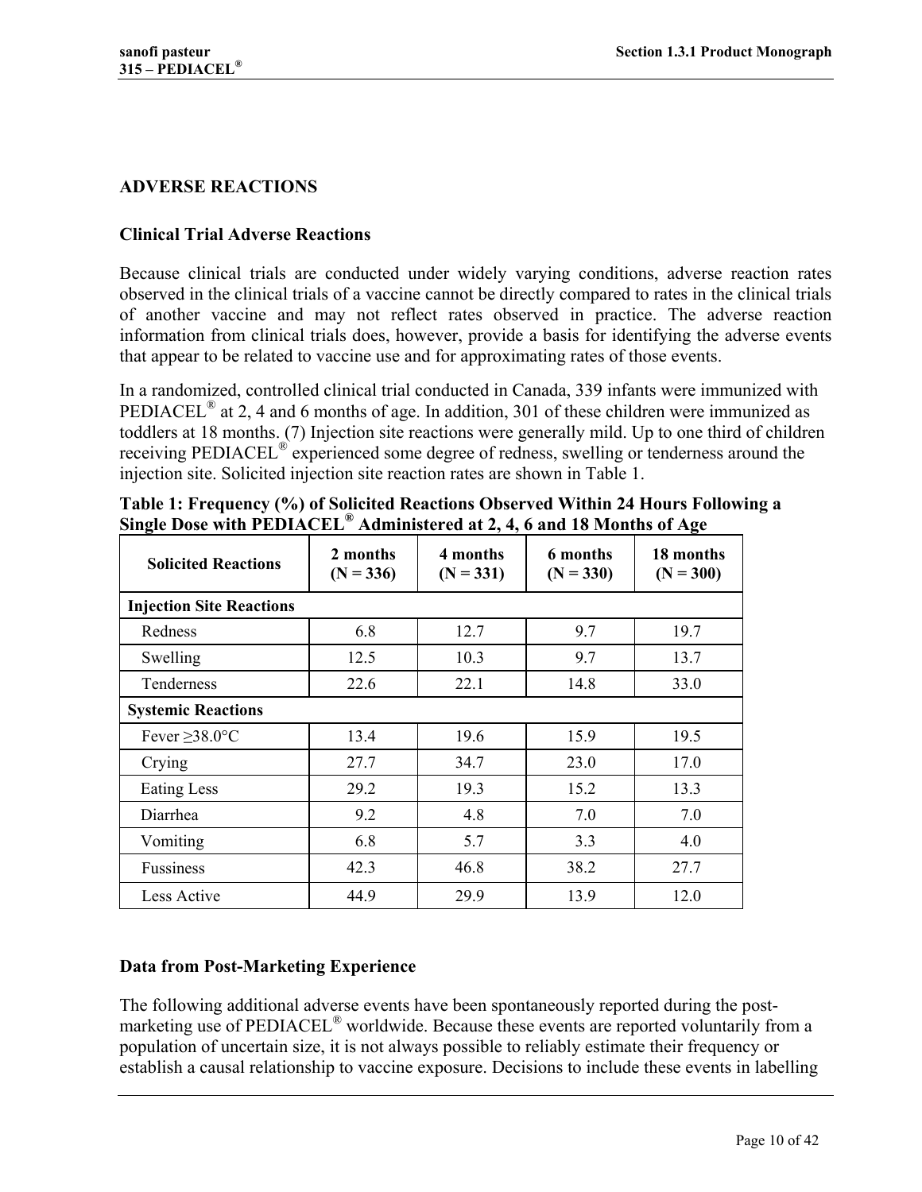## ADVERSE REACTIONS

### Clinical Trial Adverse Reactions

Because clinical trials are conducted under widely varying conditions, adverse reaction rates observed in the clinical trials of a vaccine cannot be directly compared to rates in the clinical trials of another vaccine and may not reflect rates observed in practice. The adverse reaction information from clinical trials does, however, provide a basis for identifying the adverse events that appear to be related to vaccine use and for approximating rates of those events.

In a randomized, controlled clinical trial conducted in Canada, 339 infants were immunized with PEDIACEL® at 2, 4 and 6 months of age. In addition, 301 of these children were immunized as toddlers at 18 months. (7) Injection site reactions were generally mild. Up to one third of children receiving PEDIACEL® experienced some degree of redness, swelling or tenderness around the injection site. Solicited injection site reaction rates are shown in Table 1.

**Table 1: Frequency (%) of Solicited Reactions Observed Within 24 Hours Following a Single Dose with PEDIACEL® Administered at 2, 4, 6 and 18 Months of Age**

| Solicited Reactions | 2 months (N = 336) | 4 months (N = 331) | 6 months (N = 330) | 18 months (N = 300) |
|---|---|---|---|---|
| **Injection Site Reactions** | | | | |
| Redness | 6.8 | 12.7 | 9.7 | 19.7 |
| Swelling | 12.5 | 10.3 | 9.7 | 13.7 |
| Tenderness | 22.6 | 22.1 | 14.8 | 33.0 |
| **Systemic Reactions** | | | | |
| Fever ≥38.0°C | 13.4 | 19.6 | 15.9 | 19.5 |
| Crying | 27.7 | 34.7 | 23.0 | 17.0 |
| Eating Less | 29.2 | 19.3 | 15.2 | 13.3 |
| Diarrhea | 9.2 | 4.8 | 7.0 | 7.0 |
| Vomiting | 6.8 | 5.7 | 3.3 | 4.0 |
| Fussiness | 42.3 | 46.8 | 38.2 | 27.7 |
| Less Active | 44.9 | 29.9 | 13.9 | 12.0 |

### Data from Post-Marketing Experience

The following additional adverse events have been spontaneously reported during the post-marketing use of PEDIACEL® worldwide. Because these events are reported voluntarily from a population of uncertain size, it is not always possible to reliably estimate their frequency or establish a causal relationship to vaccine exposure. Decisions to include these events in labelling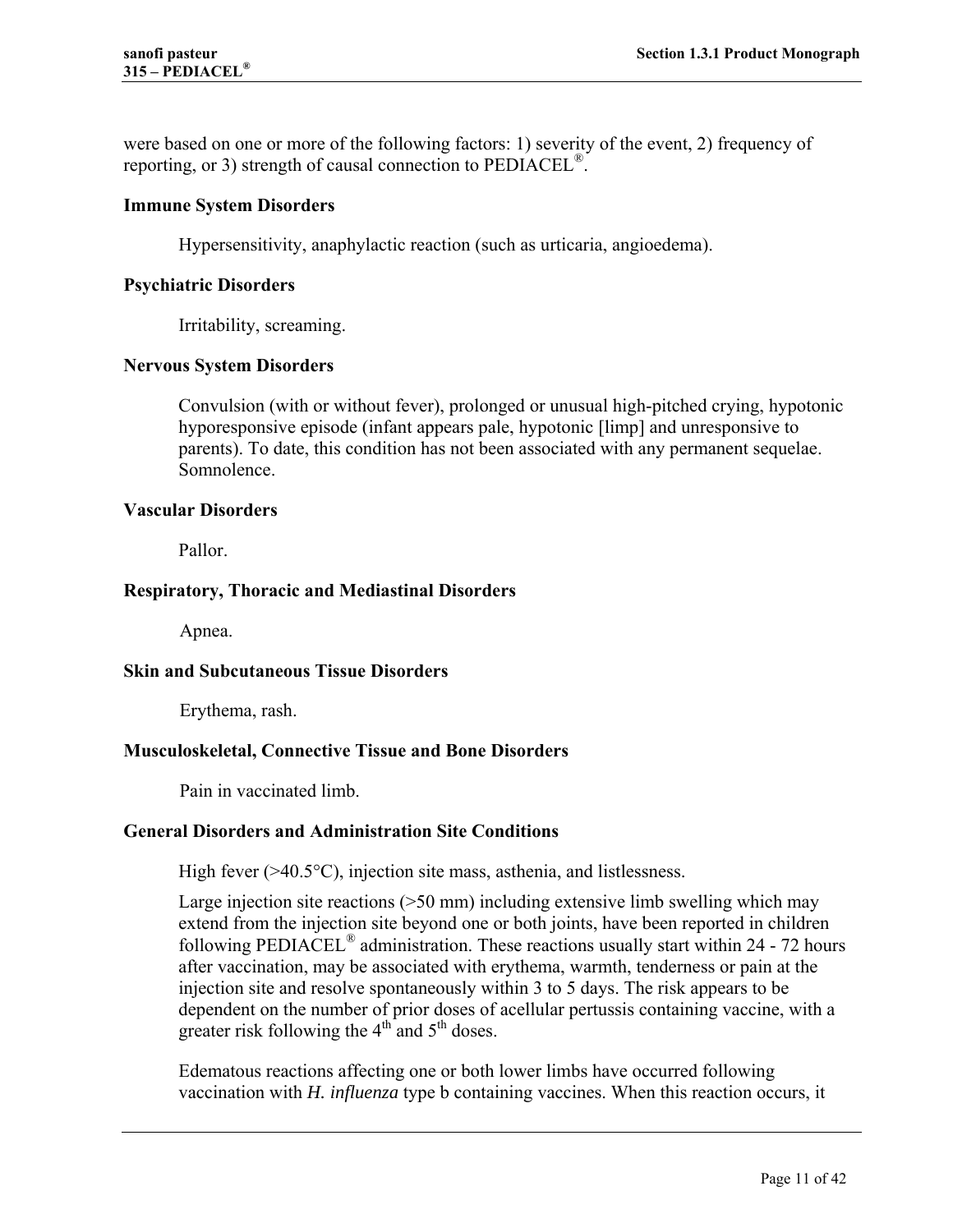were based on one or more of the following factors: 1) severity of the event, 2) frequency of reporting, or 3) strength of causal connection to PEDIACEL®.

**Immune System Disorders**

Hypersensitivity, anaphylactic reaction (such as urticaria, angioedema).

**Psychiatric Disorders**

Irritability, screaming.

**Nervous System Disorders**

Convulsion (with or without fever), prolonged or unusual high-pitched crying, hypotonic hyporesponsive episode (infant appears pale, hypotonic [limp] and unresponsive to parents). To date, this condition has not been associated with any permanent sequelae. Somnolence.

**Vascular Disorders**

Pallor.

**Respiratory, Thoracic and Mediastinal Disorders**

Apnea.

**Skin and Subcutaneous Tissue Disorders**

Erythema, rash.

**Musculoskeletal, Connective Tissue and Bone Disorders**

Pain in vaccinated limb.

**General Disorders and Administration Site Conditions**

High fever (>40.5°C), injection site mass, asthenia, and listlessness.

Large injection site reactions (>50 mm) including extensive limb swelling which may extend from the injection site beyond one or both joints, have been reported in children following PEDIACEL® administration. These reactions usually start within 24 - 72 hours after vaccination, may be associated with erythema, warmth, tenderness or pain at the injection site and resolve spontaneously within 3 to 5 days. The risk appears to be dependent on the number of prior doses of acellular pertussis containing vaccine, with a greater risk following the 4th and 5th doses.

Edematous reactions affecting one or both lower limbs have occurred following vaccination with *H. influenza* type b containing vaccines. When this reaction occurs, it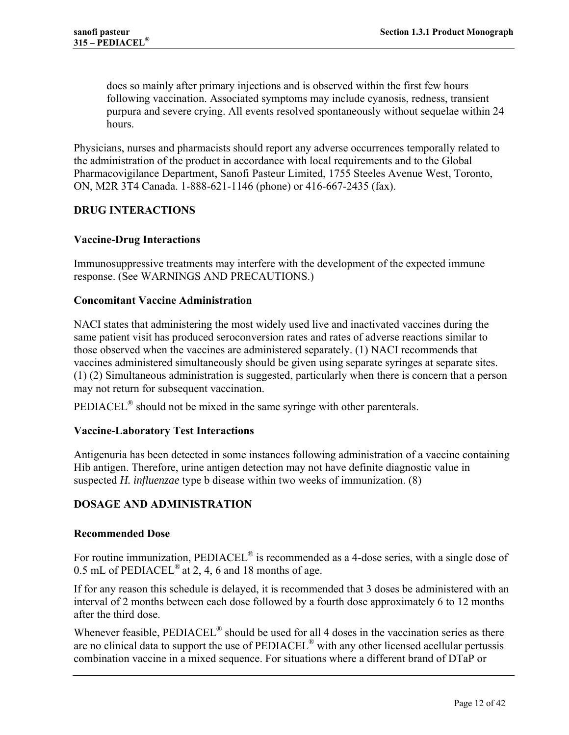does so mainly after primary injections and is observed within the first few hours following vaccination. Associated symptoms may include cyanosis, redness, transient purpura and severe crying. All events resolved spontaneously without sequelae within 24 hours.

Physicians, nurses and pharmacists should report any adverse occurrences temporally related to the administration of the product in accordance with local requirements and to the Global Pharmacovigilance Department, Sanofi Pasteur Limited, 1755 Steeles Avenue West, Toronto, ON, M2R 3T4 Canada. 1-888-621-1146 (phone) or 416-667-2435 (fax).

## DRUG INTERACTIONS

### Vaccine-Drug Interactions

Immunosuppressive treatments may interfere with the development of the expected immune response. (See WARNINGS AND PRECAUTIONS.)

### Concomitant Vaccine Administration

NACI states that administering the most widely used live and inactivated vaccines during the same patient visit has produced seroconversion rates and rates of adverse reactions similar to those observed when the vaccines are administered separately. (1) NACI recommends that vaccines administered simultaneously should be given using separate syringes at separate sites. (1) (2) Simultaneous administration is suggested, particularly when there is concern that a person may not return for subsequent vaccination.

PEDIACEL® should not be mixed in the same syringe with other parenterals.

### Vaccine-Laboratory Test Interactions

Antigenuria has been detected in some instances following administration of a vaccine containing Hib antigen. Therefore, urine antigen detection may not have definite diagnostic value in suspected *H. influenzae* type b disease within two weeks of immunization. (8)

## DOSAGE AND ADMINISTRATION

### Recommended Dose

For routine immunization, PEDIACEL® is recommended as a 4-dose series, with a single dose of 0.5 mL of PEDIACEL® at 2, 4, 6 and 18 months of age.

If for any reason this schedule is delayed, it is recommended that 3 doses be administered with an interval of 2 months between each dose followed by a fourth dose approximately 6 to 12 months after the third dose.

Whenever feasible, PEDIACEL® should be used for all 4 doses in the vaccination series as there are no clinical data to support the use of PEDIACEL® with any other licensed acellular pertussis combination vaccine in a mixed sequence. For situations where a different brand of DTaP or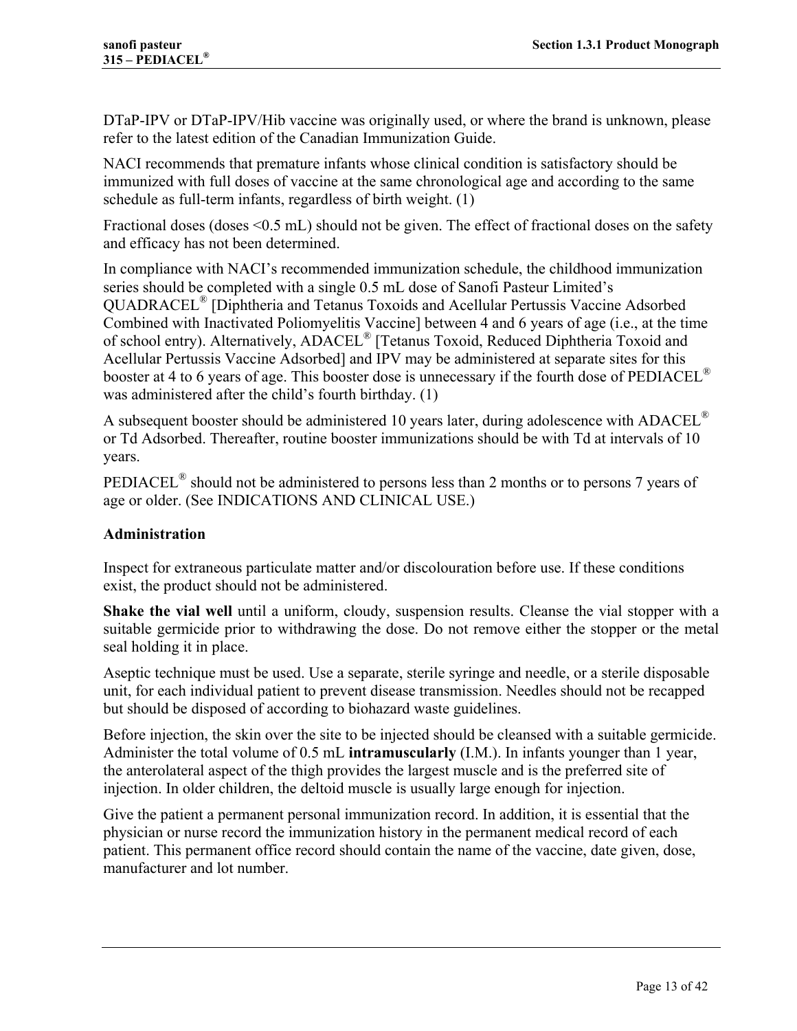DTaP-IPV or DTaP-IPV/Hib vaccine was originally used, or where the brand is unknown, please refer to the latest edition of the Canadian Immunization Guide.

NACI recommends that premature infants whose clinical condition is satisfactory should be immunized with full doses of vaccine at the same chronological age and according to the same schedule as full-term infants, regardless of birth weight. (1)

Fractional doses (doses <0.5 mL) should not be given. The effect of fractional doses on the safety and efficacy has not been determined.

In compliance with NACI's recommended immunization schedule, the childhood immunization series should be completed with a single 0.5 mL dose of Sanofi Pasteur Limited's QUADRACEL® [Diphtheria and Tetanus Toxoids and Acellular Pertussis Vaccine Adsorbed Combined with Inactivated Poliomyelitis Vaccine] between 4 and 6 years of age (i.e., at the time of school entry). Alternatively, ADACEL® [Tetanus Toxoid, Reduced Diphtheria Toxoid and Acellular Pertussis Vaccine Adsorbed] and IPV may be administered at separate sites for this booster at 4 to 6 years of age. This booster dose is unnecessary if the fourth dose of PEDIACEL® was administered after the child's fourth birthday. (1)

A subsequent booster should be administered 10 years later, during adolescence with ADACEL® or Td Adsorbed. Thereafter, routine booster immunizations should be with Td at intervals of 10 years.

PEDIACEL® should not be administered to persons less than 2 months or to persons 7 years of age or older. (See INDICATIONS AND CLINICAL USE.)

### Administration

Inspect for extraneous particulate matter and/or discolouration before use. If these conditions exist, the product should not be administered.

**Shake the vial well** until a uniform, cloudy, suspension results. Cleanse the vial stopper with a suitable germicide prior to withdrawing the dose. Do not remove either the stopper or the metal seal holding it in place.

Aseptic technique must be used. Use a separate, sterile syringe and needle, or a sterile disposable unit, for each individual patient to prevent disease transmission. Needles should not be recapped but should be disposed of according to biohazard waste guidelines.

Before injection, the skin over the site to be injected should be cleansed with a suitable germicide. Administer the total volume of 0.5 mL **intramuscularly** (I.M.). In infants younger than 1 year, the anterolateral aspect of the thigh provides the largest muscle and is the preferred site of injection. In older children, the deltoid muscle is usually large enough for injection.

Give the patient a permanent personal immunization record. In addition, it is essential that the physician or nurse record the immunization history in the permanent medical record of each patient. This permanent office record should contain the name of the vaccine, date given, dose, manufacturer and lot number.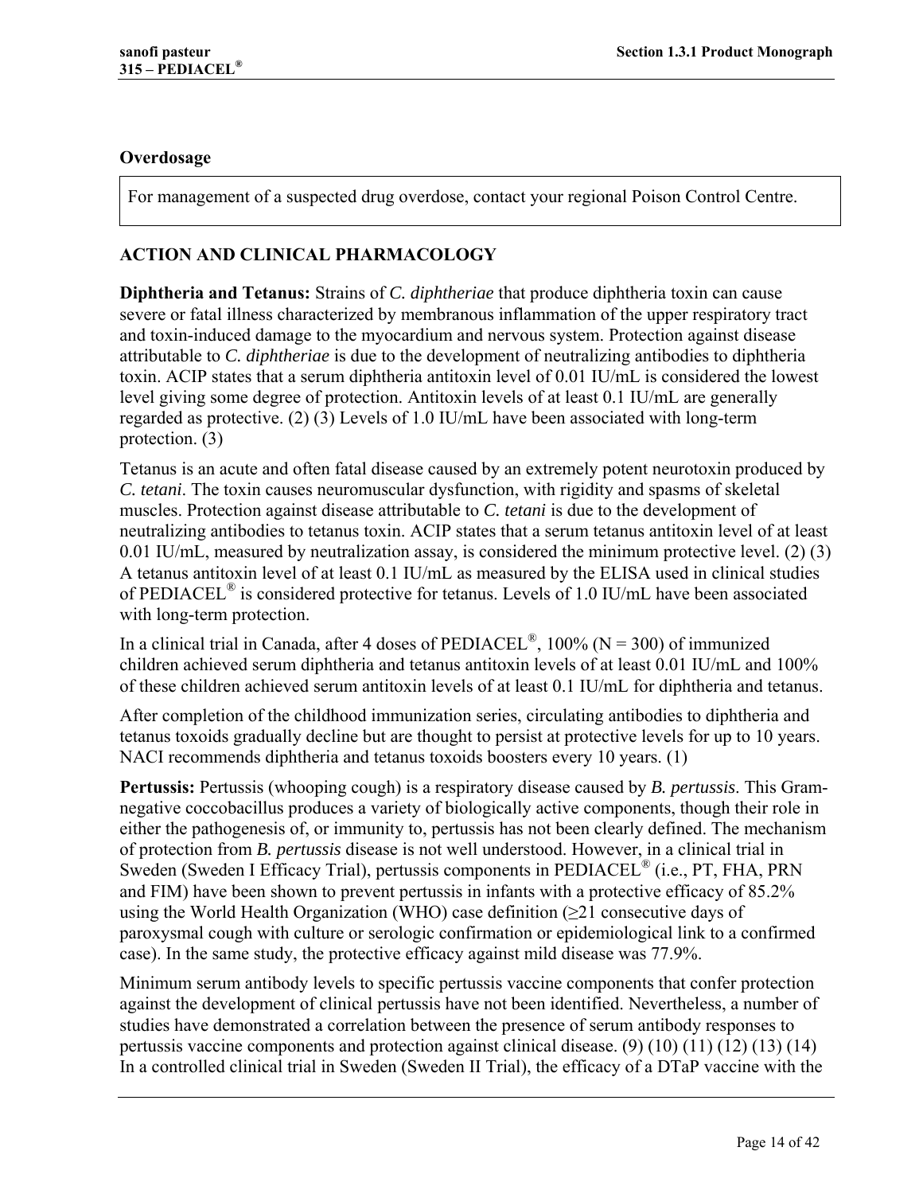**Overdosage**

For management of a suspected drug overdose, contact your regional Poison Control Centre.

## ACTION AND CLINICAL PHARMACOLOGY

**Diphtheria and Tetanus:** Strains of *C. diphtheriae* that produce diphtheria toxin can cause severe or fatal illness characterized by membranous inflammation of the upper respiratory tract and toxin-induced damage to the myocardium and nervous system. Protection against disease attributable to *C. diphtheriae* is due to the development of neutralizing antibodies to diphtheria toxin. ACIP states that a serum diphtheria antitoxin level of 0.01 IU/mL is considered the lowest level giving some degree of protection. Antitoxin levels of at least 0.1 IU/mL are generally regarded as protective. (2) (3) Levels of 1.0 IU/mL have been associated with long-term protection. (3)

Tetanus is an acute and often fatal disease caused by an extremely potent neurotoxin produced by *C. tetani*. The toxin causes neuromuscular dysfunction, with rigidity and spasms of skeletal muscles. Protection against disease attributable to *C. tetani* is due to the development of neutralizing antibodies to tetanus toxin. ACIP states that a serum tetanus antitoxin level of at least 0.01 IU/mL, measured by neutralization assay, is considered the minimum protective level. (2) (3) A tetanus antitoxin level of at least 0.1 IU/mL as measured by the ELISA used in clinical studies of PEDIACEL® is considered protective for tetanus. Levels of 1.0 IU/mL have been associated with long-term protection.

In a clinical trial in Canada, after 4 doses of PEDIACEL®, 100% (N = 300) of immunized children achieved serum diphtheria and tetanus antitoxin levels of at least 0.01 IU/mL and 100% of these children achieved serum antitoxin levels of at least 0.1 IU/mL for diphtheria and tetanus.

After completion of the childhood immunization series, circulating antibodies to diphtheria and tetanus toxoids gradually decline but are thought to persist at protective levels for up to 10 years. NACI recommends diphtheria and tetanus toxoids boosters every 10 years. (1)

**Pertussis:** Pertussis (whooping cough) is a respiratory disease caused by *B. pertussis*. This Gram-negative coccobacillus produces a variety of biologically active components, though their role in either the pathogenesis of, or immunity to, pertussis has not been clearly defined. The mechanism of protection from *B. pertussis* disease is not well understood. However, in a clinical trial in Sweden (Sweden I Efficacy Trial), pertussis components in PEDIACEL® (i.e., PT, FHA, PRN and FIM) have been shown to prevent pertussis in infants with a protective efficacy of 85.2% using the World Health Organization (WHO) case definition (≥21 consecutive days of paroxysmal cough with culture or serologic confirmation or epidemiological link to a confirmed case). In the same study, the protective efficacy against mild disease was 77.9%.

Minimum serum antibody levels to specific pertussis vaccine components that confer protection against the development of clinical pertussis have not been identified. Nevertheless, a number of studies have demonstrated a correlation between the presence of serum antibody responses to pertussis vaccine components and protection against clinical disease. (9) (10) (11) (12) (13) (14) In a controlled clinical trial in Sweden (Sweden II Trial), the efficacy of a DTaP vaccine with the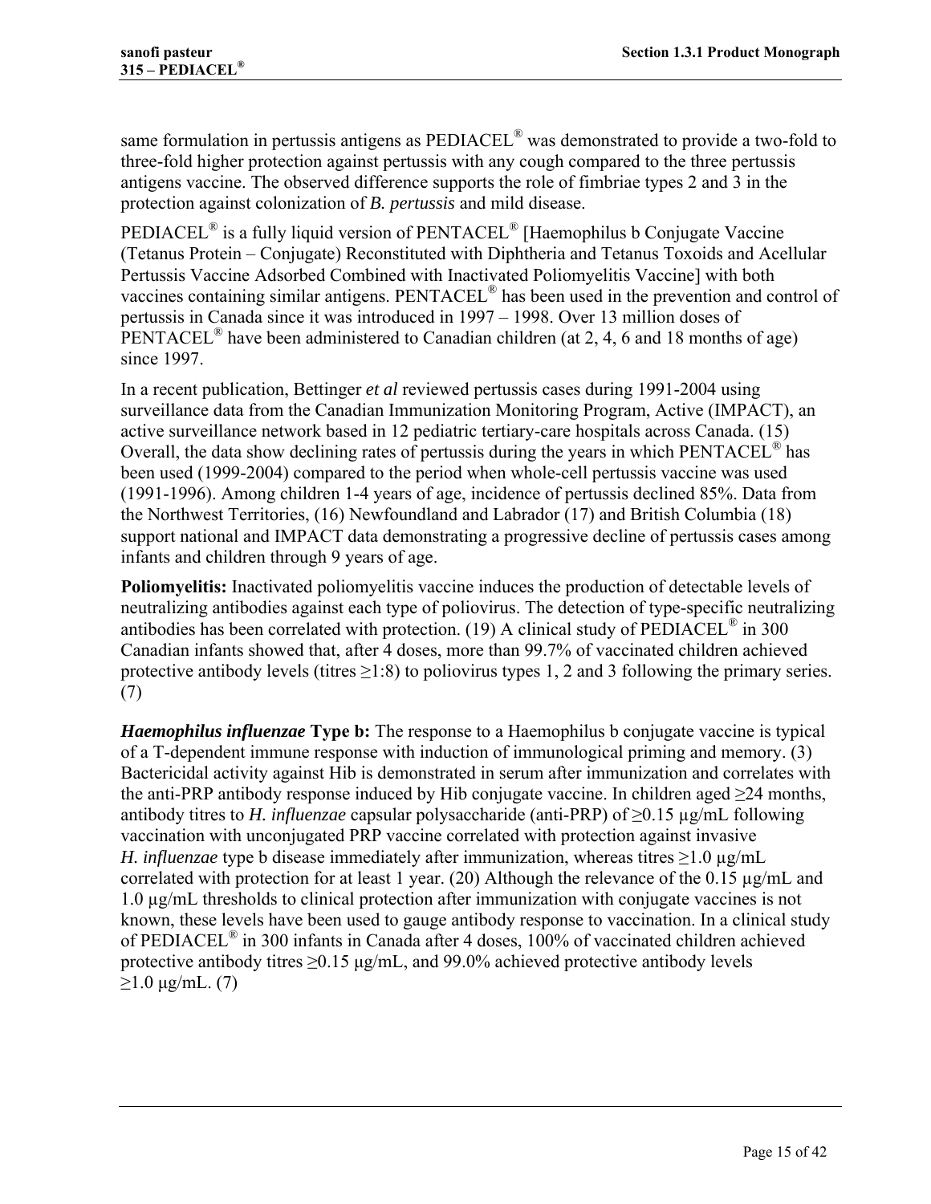same formulation in pertussis antigens as PEDIACEL® was demonstrated to provide a two-fold to three-fold higher protection against pertussis with any cough compared to the three pertussis antigens vaccine. The observed difference supports the role of fimbriae types 2 and 3 in the protection against colonization of *B. pertussis* and mild disease.

PEDIACEL® is a fully liquid version of PENTACEL® [Haemophilus b Conjugate Vaccine (Tetanus Protein – Conjugate) Reconstituted with Diphtheria and Tetanus Toxoids and Acellular Pertussis Vaccine Adsorbed Combined with Inactivated Poliomyelitis Vaccine] with both vaccines containing similar antigens. PENTACEL® has been used in the prevention and control of pertussis in Canada since it was introduced in 1997 – 1998. Over 13 million doses of PENTACEL® have been administered to Canadian children (at 2, 4, 6 and 18 months of age) since 1997.

In a recent publication, Bettinger *et al* reviewed pertussis cases during 1991-2004 using surveillance data from the Canadian Immunization Monitoring Program, Active (IMPACT), an active surveillance network based in 12 pediatric tertiary-care hospitals across Canada. (15) Overall, the data show declining rates of pertussis during the years in which PENTACEL® has been used (1999-2004) compared to the period when whole-cell pertussis vaccine was used (1991-1996). Among children 1-4 years of age, incidence of pertussis declined 85%. Data from the Northwest Territories, (16) Newfoundland and Labrador (17) and British Columbia (18) support national and IMPACT data demonstrating a progressive decline of pertussis cases among infants and children through 9 years of age.

**Poliomyelitis:** Inactivated poliomyelitis vaccine induces the production of detectable levels of neutralizing antibodies against each type of poliovirus. The detection of type-specific neutralizing antibodies has been correlated with protection. (19) A clinical study of PEDIACEL® in 300 Canadian infants showed that, after 4 doses, more than 99.7% of vaccinated children achieved protective antibody levels (titres ≥1:8) to poliovirus types 1, 2 and 3 following the primary series. (7)

***Haemophilus influenzae* Type b:** The response to a Haemophilus b conjugate vaccine is typical of a T-dependent immune response with induction of immunological priming and memory. (3) Bactericidal activity against Hib is demonstrated in serum after immunization and correlates with the anti-PRP antibody response induced by Hib conjugate vaccine. In children aged ≥24 months, antibody titres to *H. influenzae* capsular polysaccharide (anti-PRP) of ≥0.15 µg/mL following vaccination with unconjugated PRP vaccine correlated with protection against invasive *H. influenzae* type b disease immediately after immunization, whereas titres ≥1.0 µg/mL correlated with protection for at least 1 year. (20) Although the relevance of the 0.15 µg/mL and 1.0 µg/mL thresholds to clinical protection after immunization with conjugate vaccines is not known, these levels have been used to gauge antibody response to vaccination. In a clinical study of PEDIACEL® in 300 infants in Canada after 4 doses, 100% of vaccinated children achieved protective antibody titres ≥0.15 µg/mL, and 99.0% achieved protective antibody levels ≥1.0 µg/mL. (7)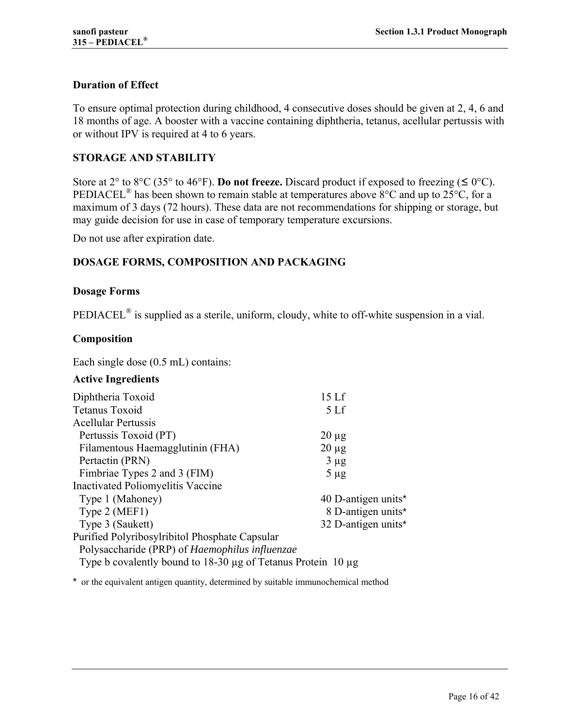### Duration of Effect

To ensure optimal protection during childhood, 4 consecutive doses should be given at 2, 4, 6 and 18 months of age. A booster with a vaccine containing diphtheria, tetanus, acellular pertussis with or without IPV is required at 4 to 6 years.

## STORAGE AND STABILITY

Store at 2° to 8°C (35° to 46°F). **Do not freeze.** Discard product if exposed to freezing (≤ 0°C). PEDIACEL® has been shown to remain stable at temperatures above 8°C and up to 25°C, for a maximum of 3 days (72 hours). These data are not recommendations for shipping or storage, but may guide decision for use in case of temporary temperature excursions.

Do not use after expiration date.

## DOSAGE FORMS, COMPOSITION AND PACKAGING

### Dosage Forms

PEDIACEL® is supplied as a sterile, uniform, cloudy, white to off-white suspension in a vial.

### Composition

Each single dose (0.5 mL) contains:

**Active Ingredients**

| | |
|---|---|
| Diphtheria Toxoid | 15 Lf |
| Tetanus Toxoid | 5 Lf |
| Acellular Pertussis | |
| Pertussis Toxoid (PT) | 20 µg |
| Filamentous Haemagglutinin (FHA) | 20 µg |
| Pertactin (PRN) | 3 µg |
| Fimbriae Types 2 and 3 (FIM) | 5 µg |
| Inactivated Poliomyelitis Vaccine | |
| Type 1 (Mahoney) | 40 D-antigen units* |
| Type 2 (MEF1) | 8 D-antigen units* |
| Type 3 (Saukett) | 32 D-antigen units* |
| Purified Polyribosylribitol Phosphate Capsular Polysaccharide (PRP) of *Haemophilus influenzae* Type b covalently bound to 18-30 µg of Tetanus Protein | 10 µg |

\* or the equivalent antigen quantity, determined by suitable immunochemical method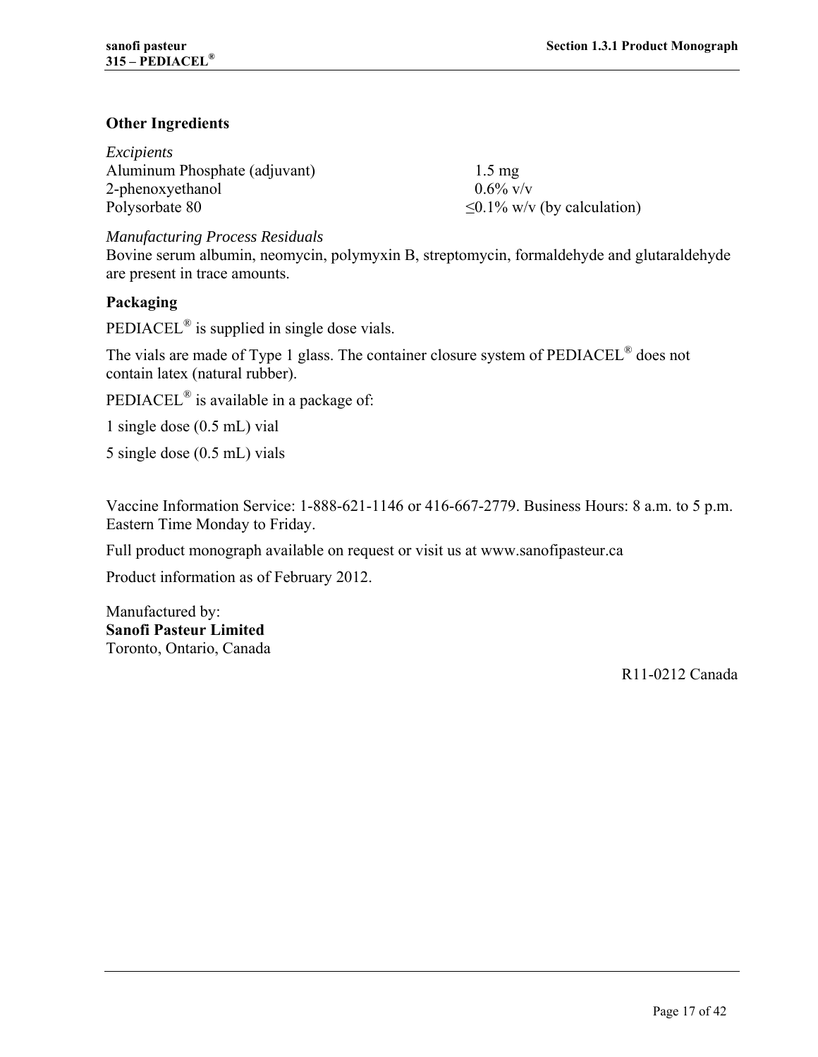### Other Ingredients

*Excipients*

| | |
|---|---|
| Aluminum Phosphate (adjuvant) | 1.5 mg |
| 2-phenoxyethanol | 0.6% v/v |
| Polysorbate 80 | ≤0.1% w/v (by calculation) |

*Manufacturing Process Residuals*

Bovine serum albumin, neomycin, polymyxin B, streptomycin, formaldehyde and glutaraldehyde are present in trace amounts.

### Packaging

PEDIACEL® is supplied in single dose vials.

The vials are made of Type 1 glass. The container closure system of PEDIACEL® does not contain latex (natural rubber).

PEDIACEL® is available in a package of:

1 single dose (0.5 mL) vial

5 single dose (0.5 mL) vials

Vaccine Information Service: 1-888-621-1146 or 416-667-2779. Business Hours: 8 a.m. to 5 p.m. Eastern Time Monday to Friday.

Full product monograph available on request or visit us at www.sanofipasteur.ca

Product information as of February 2012.

Manufactured by:
**Sanofi Pasteur Limited**
Toronto, Ontario, Canada

R11-0212 Canada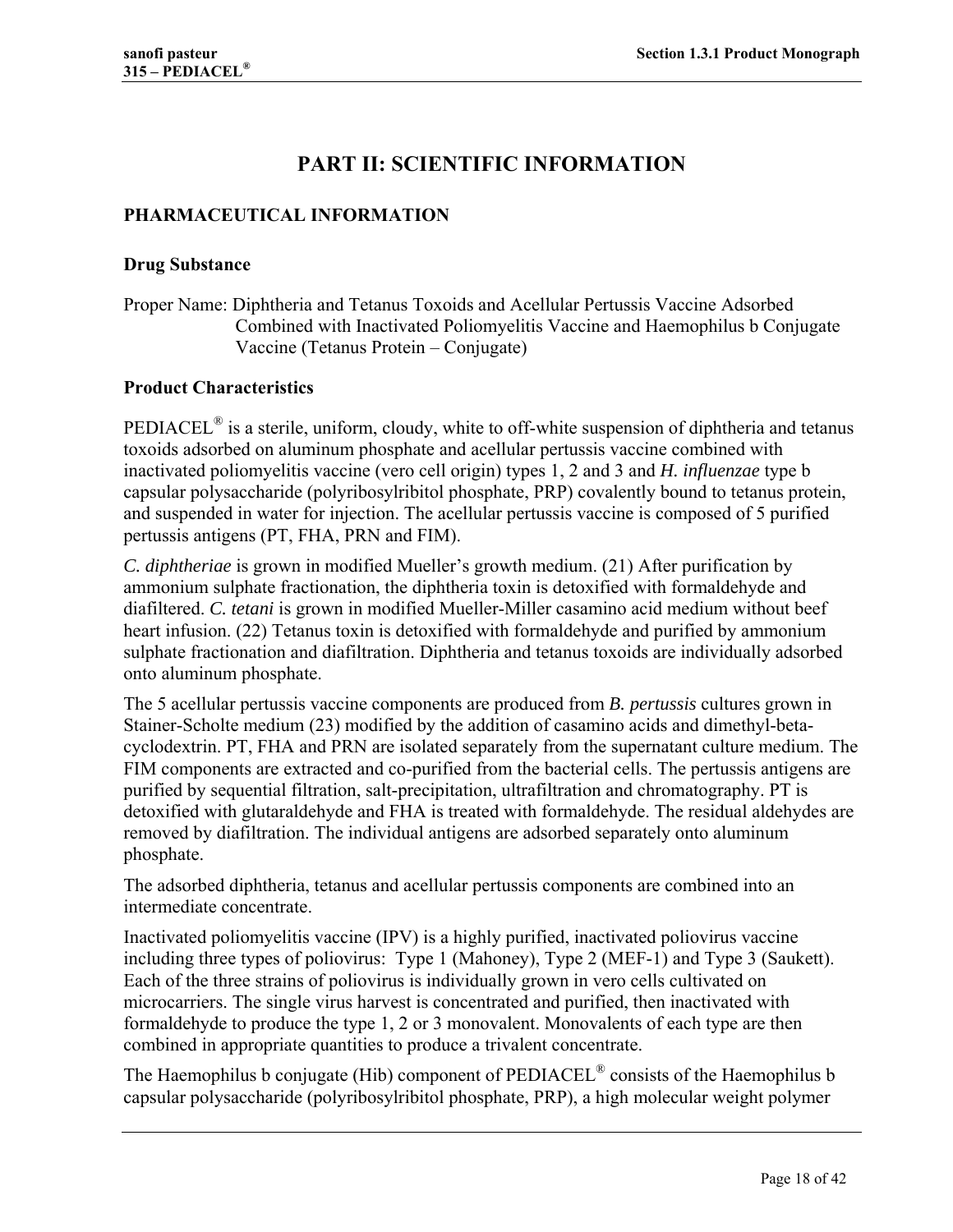# PART II: SCIENTIFIC INFORMATION

## PHARMACEUTICAL INFORMATION

### Drug Substance

Proper Name: Diphtheria and Tetanus Toxoids and Acellular Pertussis Vaccine Adsorbed Combined with Inactivated Poliomyelitis Vaccine and Haemophilus b Conjugate Vaccine (Tetanus Protein – Conjugate)

### Product Characteristics

PEDIACEL® is a sterile, uniform, cloudy, white to off-white suspension of diphtheria and tetanus toxoids adsorbed on aluminum phosphate and acellular pertussis vaccine combined with inactivated poliomyelitis vaccine (vero cell origin) types 1, 2 and 3 and *H. influenzae* type b capsular polysaccharide (polyribosylribitol phosphate, PRP) covalently bound to tetanus protein, and suspended in water for injection. The acellular pertussis vaccine is composed of 5 purified pertussis antigens (PT, FHA, PRN and FIM).

*C. diphtheriae* is grown in modified Mueller's growth medium. (21) After purification by ammonium sulphate fractionation, the diphtheria toxin is detoxified with formaldehyde and diafiltered. *C. tetani* is grown in modified Mueller-Miller casamino acid medium without beef heart infusion. (22) Tetanus toxin is detoxified with formaldehyde and purified by ammonium sulphate fractionation and diafiltration. Diphtheria and tetanus toxoids are individually adsorbed onto aluminum phosphate.

The 5 acellular pertussis vaccine components are produced from *B. pertussis* cultures grown in Stainer-Scholte medium (23) modified by the addition of casamino acids and dimethyl-beta-cyclodextrin. PT, FHA and PRN are isolated separately from the supernatant culture medium. The FIM components are extracted and co-purified from the bacterial cells. The pertussis antigens are purified by sequential filtration, salt-precipitation, ultrafiltration and chromatography. PT is detoxified with glutaraldehyde and FHA is treated with formaldehyde. The residual aldehydes are removed by diafiltration. The individual antigens are adsorbed separately onto aluminum phosphate.

The adsorbed diphtheria, tetanus and acellular pertussis components are combined into an intermediate concentrate.

Inactivated poliomyelitis vaccine (IPV) is a highly purified, inactivated poliovirus vaccine including three types of poliovirus: Type 1 (Mahoney), Type 2 (MEF-1) and Type 3 (Saukett). Each of the three strains of poliovirus is individually grown in vero cells cultivated on microcarriers. The single virus harvest is concentrated and purified, then inactivated with formaldehyde to produce the type 1, 2 or 3 monovalent. Monovalents of each type are then combined in appropriate quantities to produce a trivalent concentrate.

The Haemophilus b conjugate (Hib) component of PEDIACEL® consists of the Haemophilus b capsular polysaccharide (polyribosylribitol phosphate, PRP), a high molecular weight polymer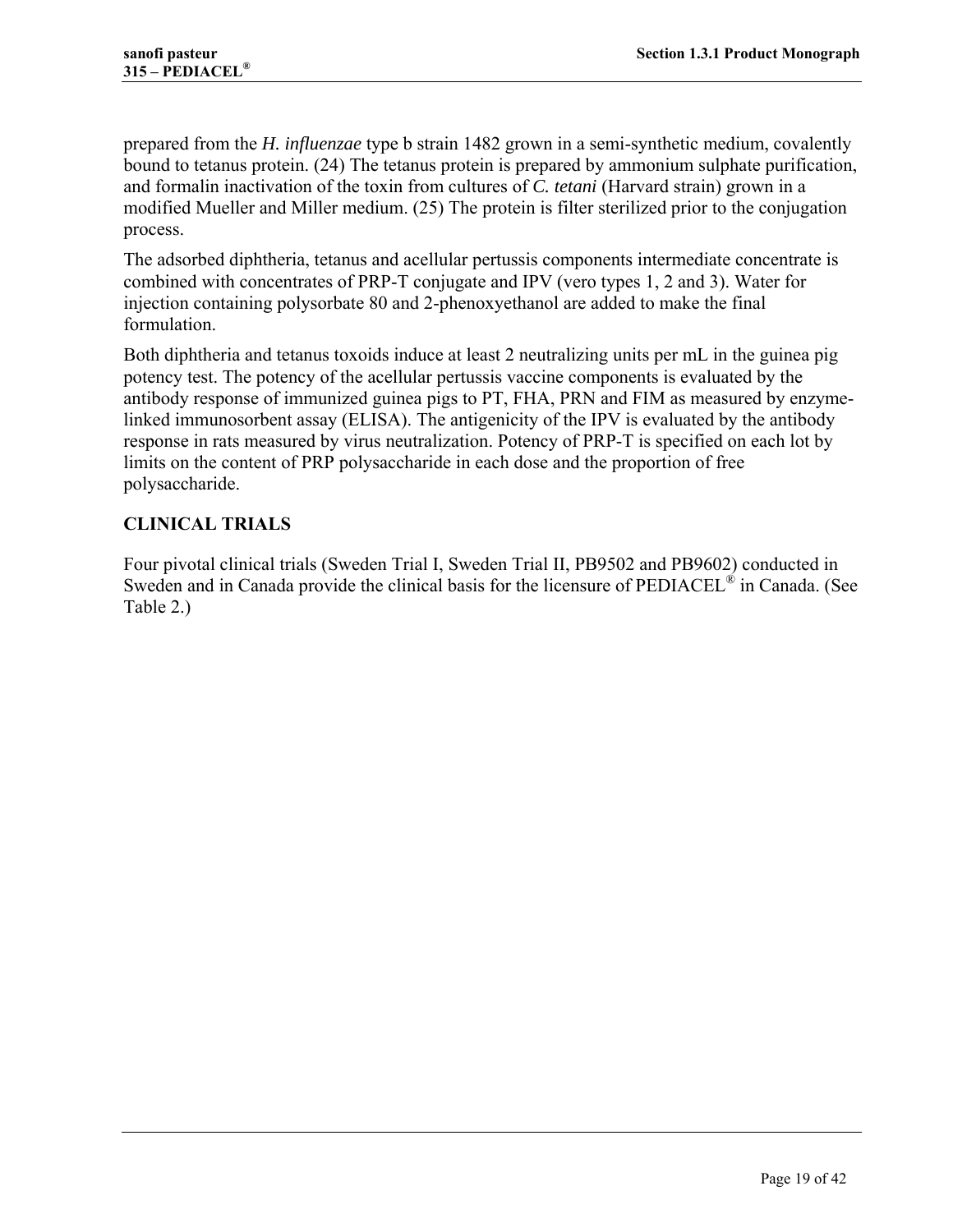prepared from the *H. influenzae* type b strain 1482 grown in a semi-synthetic medium, covalently bound to tetanus protein. (24) The tetanus protein is prepared by ammonium sulphate purification, and formalin inactivation of the toxin from cultures of *C. tetani* (Harvard strain) grown in a modified Mueller and Miller medium. (25) The protein is filter sterilized prior to the conjugation process.

The adsorbed diphtheria, tetanus and acellular pertussis components intermediate concentrate is combined with concentrates of PRP-T conjugate and IPV (vero types 1, 2 and 3). Water for injection containing polysorbate 80 and 2-phenoxyethanol are added to make the final formulation.

Both diphtheria and tetanus toxoids induce at least 2 neutralizing units per mL in the guinea pig potency test. The potency of the acellular pertussis vaccine components is evaluated by the antibody response of immunized guinea pigs to PT, FHA, PRN and FIM as measured by enzyme-linked immunosorbent assay (ELISA). The antigenicity of the IPV is evaluated by the antibody response in rats measured by virus neutralization. Potency of PRP-T is specified on each lot by limits on the content of PRP polysaccharide in each dose and the proportion of free polysaccharide.

## CLINICAL TRIALS

Four pivotal clinical trials (Sweden Trial I, Sweden Trial II, PB9502 and PB9602) conducted in Sweden and in Canada provide the clinical basis for the licensure of PEDIACEL® in Canada. (See Table 2.)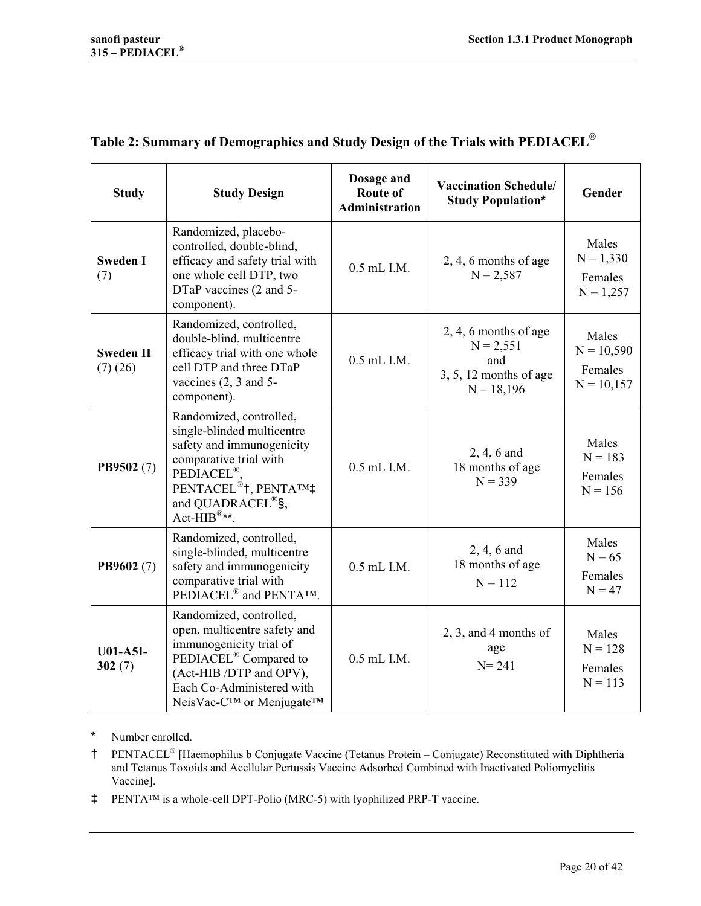## Table 2: Summary of Demographics and Study Design of the Trials with PEDIACEL®

| Study | Study Design | Dosage and Route of Administration | Vaccination Schedule/ Study Population* | Gender |
|---|---|---|---|---|
| **Sweden I** (7) | Randomized, placebo-controlled, double-blind, efficacy and safety trial with one whole cell DTP, two DTaP vaccines (2 and 5-component). | 0.5 mL I.M. | 2, 4, 6 months of age<br>N = 2,587 | Males<br>N = 1,330<br>Females<br>N = 1,257 |
| **Sweden II** (7) (26) | Randomized, controlled, double-blind, multicentre efficacy trial with one whole cell DTP and three DTaP vaccines (2, 3 and 5-component). | 0.5 mL I.M. | 2, 4, 6 months of age<br>N = 2,551<br>and<br>3, 5, 12 months of age<br>N = 18,196 | Males<br>N = 10,590<br>Females<br>N = 10,157 |
| **PB9502** (7) | Randomized, controlled, single-blinded multicentre safety and immunogenicity comparative trial with PEDIACEL®, PENTACEL®†, PENTA™‡ and QUADRACEL®§, Act-HIB®**. | 0.5 mL I.M. | 2, 4, 6 and<br>18 months of age<br>N = 339 | Males<br>N = 183<br>Females<br>N = 156 |
| **PB9602** (7) | Randomized, controlled, single-blinded, multicentre safety and immunogenicity comparative trial with PEDIACEL® and PENTA™. | 0.5 mL I.M. | 2, 4, 6 and<br>18 months of age<br>N = 112 | Males<br>N = 65<br>Females<br>N = 47 |
| **U01-A5I-302** (7) | Randomized, controlled, open, multicentre safety and immunogenicity trial of PEDIACEL® Compared to (Act-HIB /DTP and OPV), Each Co-Administered with NeisVac-C™ or Menjugate™ | 0.5 mL I.M. | 2, 3, and 4 months of age<br>N= 241 | Males<br>N = 128<br>Females<br>N = 113 |

\* Number enrolled.

† PENTACEL® [Haemophilus b Conjugate Vaccine (Tetanus Protein – Conjugate) Reconstituted with Diphtheria and Tetanus Toxoids and Acellular Pertussis Vaccine Adsorbed Combined with Inactivated Poliomyelitis Vaccine].

‡ PENTA™ is a whole-cell DPT-Polio (MRC-5) with lyophilized PRP-T vaccine.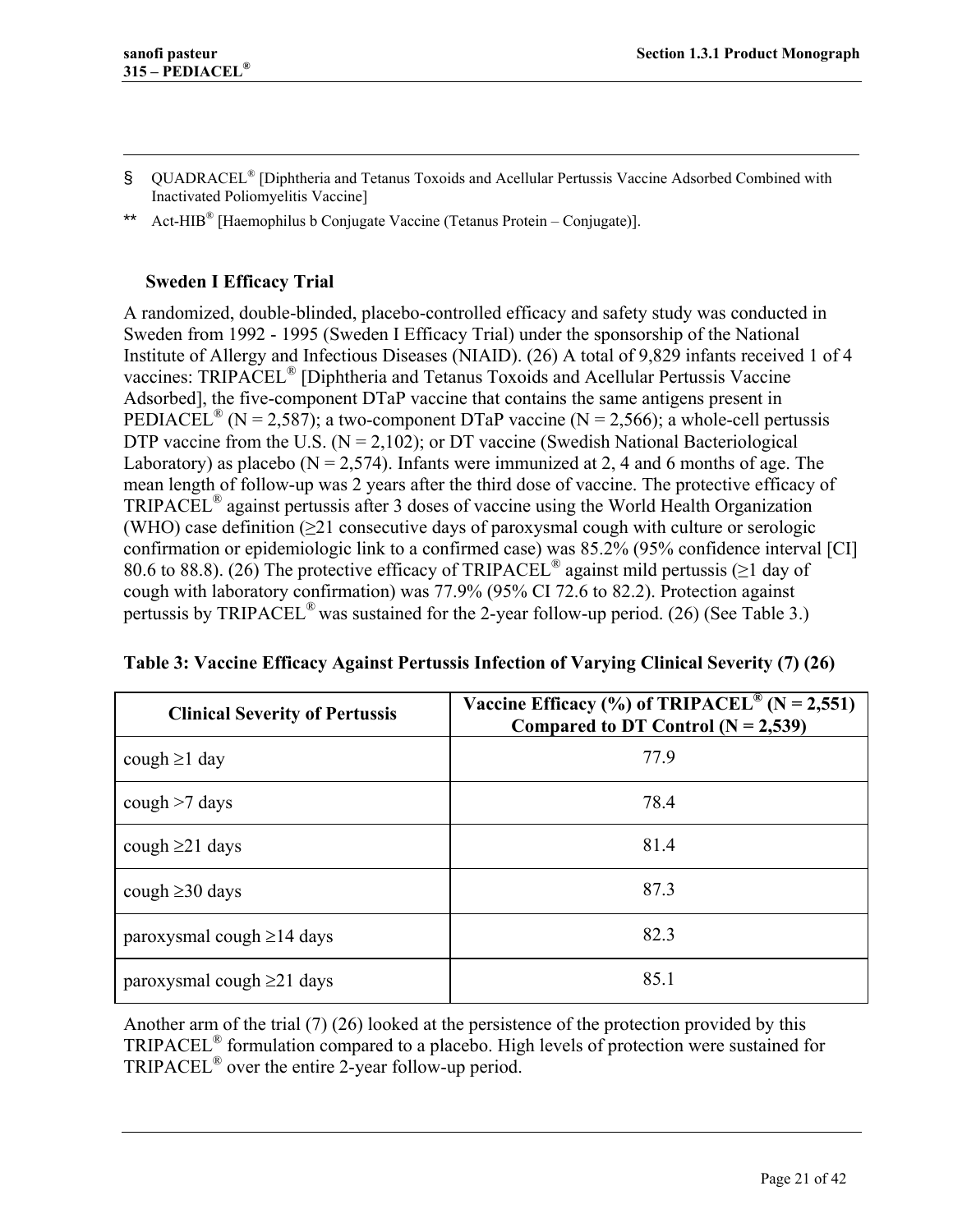§ QUADRACEL® [Diphtheria and Tetanus Toxoids and Acellular Pertussis Vaccine Adsorbed Combined with Inactivated Poliomyelitis Vaccine]

** Act-HIB® [Haemophilus b Conjugate Vaccine (Tetanus Protein – Conjugate)].

### Sweden I Efficacy Trial

A randomized, double-blinded, placebo-controlled efficacy and safety study was conducted in Sweden from 1992 - 1995 (Sweden I Efficacy Trial) under the sponsorship of the National Institute of Allergy and Infectious Diseases (NIAID). (26) A total of 9,829 infants received 1 of 4 vaccines: TRIPACEL® [Diphtheria and Tetanus Toxoids and Acellular Pertussis Vaccine Adsorbed], the five-component DTaP vaccine that contains the same antigens present in PEDIACEL® (N = 2,587); a two-component DTaP vaccine (N = 2,566); a whole-cell pertussis DTP vaccine from the U.S. (N = 2,102); or DT vaccine (Swedish National Bacteriological Laboratory) as placebo (N = 2,574). Infants were immunized at 2, 4 and 6 months of age. The mean length of follow-up was 2 years after the third dose of vaccine. The protective efficacy of TRIPACEL® against pertussis after 3 doses of vaccine using the World Health Organization (WHO) case definition (≥21 consecutive days of paroxysmal cough with culture or serologic confirmation or epidemiologic link to a confirmed case) was 85.2% (95% confidence interval [CI] 80.6 to 88.8). (26) The protective efficacy of TRIPACEL® against mild pertussis (≥1 day of cough with laboratory confirmation) was 77.9% (95% CI 72.6 to 82.2). Protection against pertussis by TRIPACEL® was sustained for the 2-year follow-up period. (26) (See Table 3.)

**Table 3: Vaccine Efficacy Against Pertussis Infection of Varying Clinical Severity (7) (26)**

| Clinical Severity of Pertussis | Vaccine Efficacy (%) of TRIPACEL® (N = 2,551) Compared to DT Control (N = 2,539) |
|---|---|
| cough ≥1 day | 77.9 |
| cough >7 days | 78.4 |
| cough ≥21 days | 81.4 |
| cough ≥30 days | 87.3 |
| paroxysmal cough ≥14 days | 82.3 |
| paroxysmal cough ≥21 days | 85.1 |

Another arm of the trial (7) (26) looked at the persistence of the protection provided by this TRIPACEL® formulation compared to a placebo. High levels of protection were sustained for TRIPACEL® over the entire 2-year follow-up period.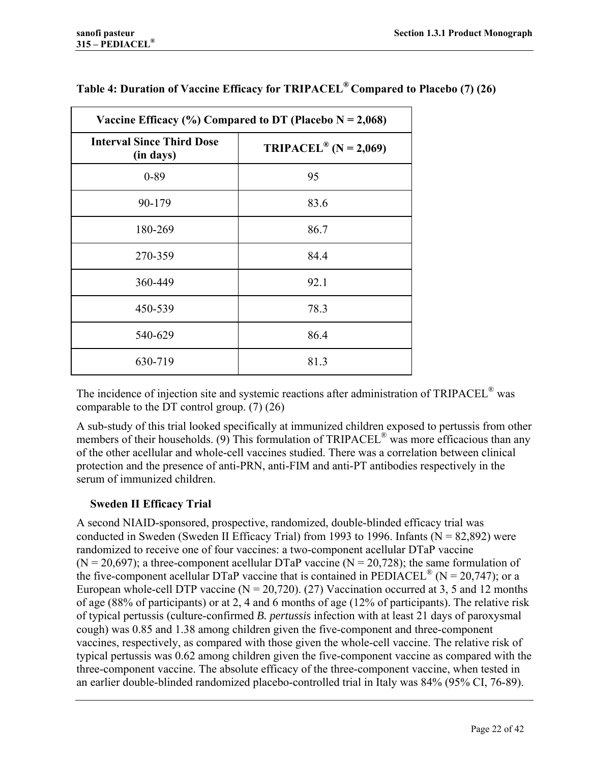**Table 4: Duration of Vaccine Efficacy for TRIPACEL® Compared to Placebo (7) (26)**

| Vaccine Efficacy (%) Compared to DT (Placebo N = 2,068) | |
|---|---|
| **Interval Since Third Dose (in days)** | **TRIPACEL® (N = 2,069)** |
| 0-89 | 95 |
| 90-179 | 83.6 |
| 180-269 | 86.7 |
| 270-359 | 84.4 |
| 360-449 | 92.1 |
| 450-539 | 78.3 |
| 540-629 | 86.4 |
| 630-719 | 81.3 |

The incidence of injection site and systemic reactions after administration of TRIPACEL® was comparable to the DT control group. (7) (26)

A sub-study of this trial looked specifically at immunized children exposed to pertussis from other members of their households. (9) This formulation of TRIPACEL® was more efficacious than any of the other acellular and whole-cell vaccines studied. There was a correlation between clinical protection and the presence of anti-PRN, anti-FIM and anti-PT antibodies respectively in the serum of immunized children.

### Sweden II Efficacy Trial

A second NIAID-sponsored, prospective, randomized, double-blinded efficacy trial was conducted in Sweden (Sweden II Efficacy Trial) from 1993 to 1996. Infants (N = 82,892) were randomized to receive one of four vaccines: a two-component acellular DTaP vaccine (N = 20,697); a three-component acellular DTaP vaccine (N = 20,728); the same formulation of the five-component acellular DTaP vaccine that is contained in PEDIACEL® (N = 20,747); or a European whole-cell DTP vaccine (N = 20,720). (27) Vaccination occurred at 3, 5 and 12 months of age (88% of participants) or at 2, 4 and 6 months of age (12% of participants). The relative risk of typical pertussis (culture-confirmed *B. pertussis* infection with at least 21 days of paroxysmal cough) was 0.85 and 1.38 among children given the five-component and three-component vaccines, respectively, as compared with those given the whole-cell vaccine. The relative risk of typical pertussis was 0.62 among children given the five-component vaccine as compared with the three-component vaccine. The absolute efficacy of the three-component vaccine, when tested in an earlier double-blinded randomized placebo-controlled trial in Italy was 84% (95% CI, 76-89).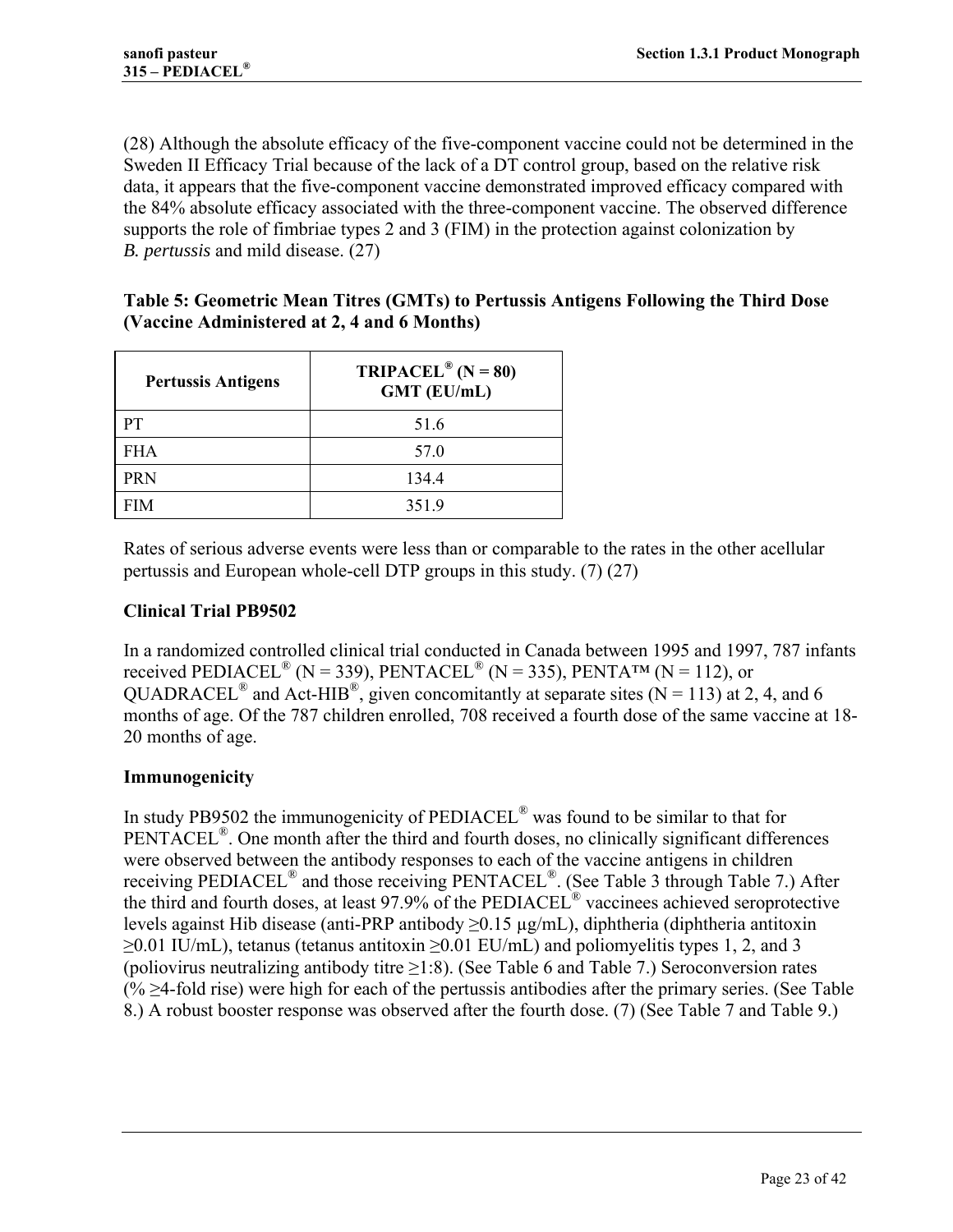(28) Although the absolute efficacy of the five-component vaccine could not be determined in the Sweden II Efficacy Trial because of the lack of a DT control group, based on the relative risk data, it appears that the five-component vaccine demonstrated improved efficacy compared with the 84% absolute efficacy associated with the three-component vaccine. The observed difference supports the role of fimbriae types 2 and 3 (FIM) in the protection against colonization by *B. pertussis* and mild disease. (27)

**Table 5: Geometric Mean Titres (GMTs) to Pertussis Antigens Following the Third Dose (Vaccine Administered at 2, 4 and 6 Months)**

| Pertussis Antigens | TRIPACEL® (N = 80) GMT (EU/mL) |
|---|---|
| PT | 51.6 |
| FHA | 57.0 |
| PRN | 134.4 |
| FIM | 351.9 |

Rates of serious adverse events were less than or comparable to the rates in the other acellular pertussis and European whole-cell DTP groups in this study. (7) (27)

### Clinical Trial PB9502

In a randomized controlled clinical trial conducted in Canada between 1995 and 1997, 787 infants received PEDIACEL® (N = 339), PENTACEL® (N = 335), PENTA™ (N = 112), or QUADRACEL® and Act-HIB®, given concomitantly at separate sites (N = 113) at 2, 4, and 6 months of age. Of the 787 children enrolled, 708 received a fourth dose of the same vaccine at 18-20 months of age.

### Immunogenicity

In study PB9502 the immunogenicity of PEDIACEL® was found to be similar to that for PENTACEL®. One month after the third and fourth doses, no clinically significant differences were observed between the antibody responses to each of the vaccine antigens in children receiving PEDIACEL® and those receiving PENTACEL®. (See Table 3 through Table 7.) After the third and fourth doses, at least 97.9% of the PEDIACEL® vaccinees achieved seroprotective levels against Hib disease (anti-PRP antibody ≥0.15 µg/mL), diphtheria (diphtheria antitoxin ≥0.01 IU/mL), tetanus (tetanus antitoxin ≥0.01 EU/mL) and poliomyelitis types 1, 2, and 3 (poliovirus neutralizing antibody titre ≥1:8). (See Table 6 and Table 7.) Seroconversion rates (% ≥4-fold rise) were high for each of the pertussis antibodies after the primary series. (See Table 8.) A robust booster response was observed after the fourth dose. (7) (See Table 7 and Table 9.)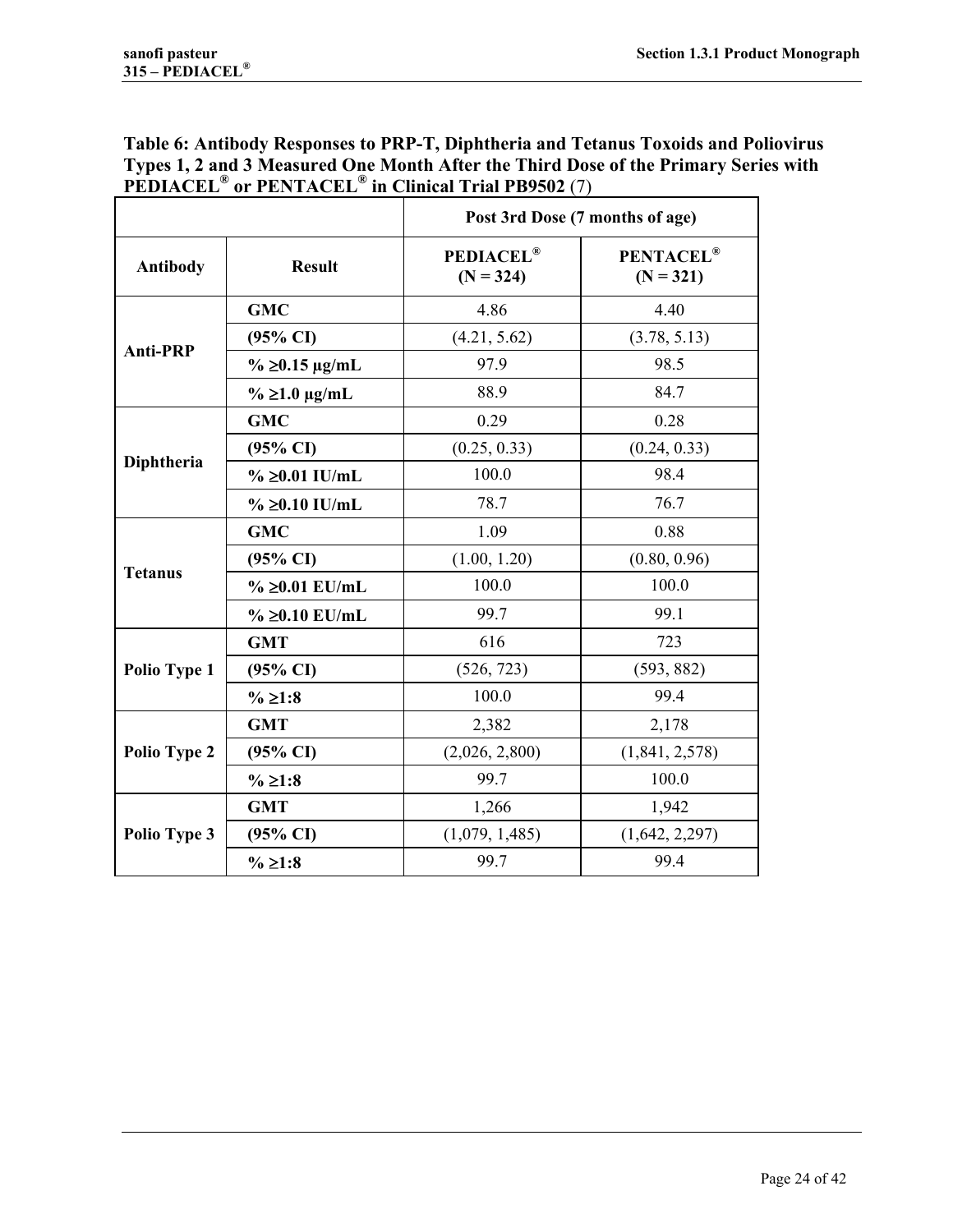**Table 6: Antibody Responses to PRP-T, Diphtheria and Tetanus Toxoids and Poliovirus Types 1, 2 and 3 Measured One Month After the Third Dose of the Primary Series with PEDIACEL® or PENTACEL® in Clinical Trial PB9502** (7)

| | | Post 3rd Dose (7 months of age) | |
|---|---|---|---|
| **Antibody** | **Result** | **PEDIACEL® (N = 324)** | **PENTACEL® (N = 321)** |
| **Anti-PRP** | **GMC** | 4.86 | 4.40 |
| | **(95% CI)** | (4.21, 5.62) | (3.78, 5.13) |
| | **% ≥0.15 µg/mL** | 97.9 | 98.5 |
| | **% ≥1.0 µg/mL** | 88.9 | 84.7 |
| **Diphtheria** | **GMC** | 0.29 | 0.28 |
| | **(95% CI)** | (0.25, 0.33) | (0.24, 0.33) |
| | **% ≥0.01 IU/mL** | 100.0 | 98.4 |
| | **% ≥0.10 IU/mL** | 78.7 | 76.7 |
| **Tetanus** | **GMC** | 1.09 | 0.88 |
| | **(95% CI)** | (1.00, 1.20) | (0.80, 0.96) |
| | **% ≥0.01 EU/mL** | 100.0 | 100.0 |
| | **% ≥0.10 EU/mL** | 99.7 | 99.1 |
| **Polio Type 1** | **GMT** | 616 | 723 |
| | **(95% CI)** | (526, 723) | (593, 882) |
| | **% ≥1:8** | 100.0 | 99.4 |
| **Polio Type 2** | **GMT** | 2,382 | 2,178 |
| | **(95% CI)** | (2,026, 2,800) | (1,841, 2,578) |
| | **% ≥1:8** | 99.7 | 100.0 |
| **Polio Type 3** | **GMT** | 1,266 | 1,942 |
| | **(95% CI)** | (1,079, 1,485) | (1,642, 2,297) |
| | **% ≥1:8** | 99.7 | 99.4 |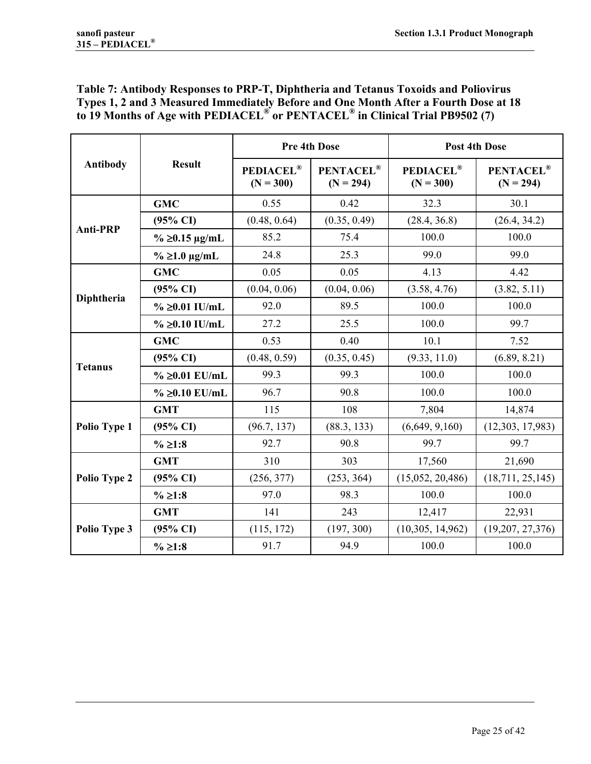**Table 7: Antibody Responses to PRP-T, Diphtheria and Tetanus Toxoids and Poliovirus Types 1, 2 and 3 Measured Immediately Before and One Month After a Fourth Dose at 18 to 19 Months of Age with PEDIACEL® or PENTACEL® in Clinical Trial PB9502 (7)**

| Antibody | Result | Pre 4th Dose | | Post 4th Dose | |
|---|---|---|---|---|---|
| | | PEDIACEL® (N = 300) | PENTACEL® (N = 294) | PEDIACEL® (N = 300) | PENTACEL® (N = 294) |
| Anti-PRP | GMC | 0.55 | 0.42 | 32.3 | 30.1 |
| | (95% CI) | (0.48, 0.64) | (0.35, 0.49) | (28.4, 36.8) | (26.4, 34.2) |
| | % ≥0.15 µg/mL | 85.2 | 75.4 | 100.0 | 100.0 |
| | % ≥1.0 µg/mL | 24.8 | 25.3 | 99.0 | 99.0 |
| Diphtheria | GMC | 0.05 | 0.05 | 4.13 | 4.42 |
| | (95% CI) | (0.04, 0.06) | (0.04, 0.06) | (3.58, 4.76) | (3.82, 5.11) |
| | % ≥0.01 IU/mL | 92.0 | 89.5 | 100.0 | 100.0 |
| | % ≥0.10 IU/mL | 27.2 | 25.5 | 100.0 | 99.7 |
| Tetanus | GMC | 0.53 | 0.40 | 10.1 | 7.52 |
| | (95% CI) | (0.48, 0.59) | (0.35, 0.45) | (9.33, 11.0) | (6.89, 8.21) |
| | % ≥0.01 EU/mL | 99.3 | 99.3 | 100.0 | 100.0 |
| | % ≥0.10 EU/mL | 96.7 | 90.8 | 100.0 | 100.0 |
| Polio Type 1 | GMT | 115 | 108 | 7,804 | 14,874 |
| | (95% CI) | (96.7, 137) | (88.3, 133) | (6,649, 9,160) | (12,303, 17,983) |
| | % ≥1:8 | 92.7 | 90.8 | 99.7 | 99.7 |
| Polio Type 2 | GMT | 310 | 303 | 17,560 | 21,690 |
| | (95% CI) | (256, 377) | (253, 364) | (15,052, 20,486) | (18,711, 25,145) |
| | % ≥1:8 | 97.0 | 98.3 | 100.0 | 100.0 |
| Polio Type 3 | GMT | 141 | 243 | 12,417 | 22,931 |
| | (95% CI) | (115, 172) | (197, 300) | (10,305, 14,962) | (19,207, 27,376) |
| | % ≥1:8 | 91.7 | 94.9 | 100.0 | 100.0 |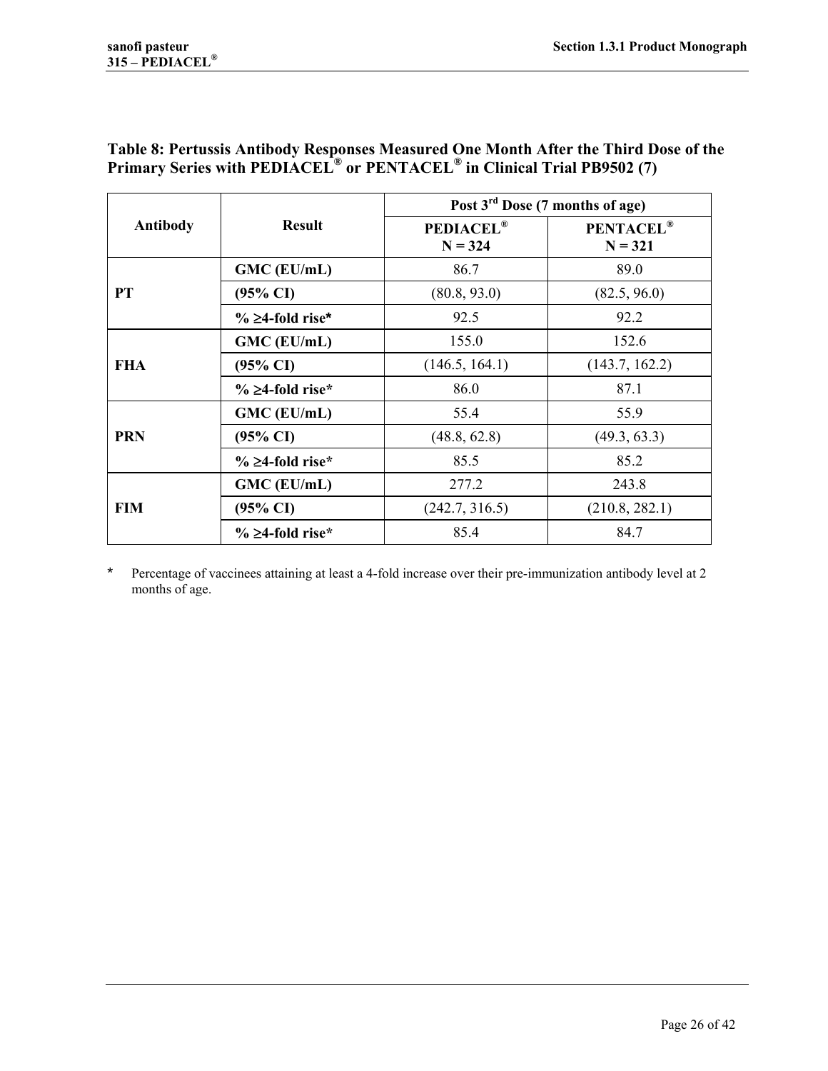**Table 8: Pertussis Antibody Responses Measured One Month After the Third Dose of the Primary Series with PEDIACEL® or PENTACEL® in Clinical Trial PB9502 (7)**

| Antibody | Result | Post 3rd Dose (7 months of age) | |
|---|---|---|---|
| | | PEDIACEL® N = 324 | PENTACEL® N = 321 |
| PT | GMC (EU/mL) | 86.7 | 89.0 |
| | (95% CI) | (80.8, 93.0) | (82.5, 96.0) |
| | % ≥4-fold rise* | 92.5 | 92.2 |
| FHA | GMC (EU/mL) | 155.0 | 152.6 |
| | (95% CI) | (146.5, 164.1) | (143.7, 162.2) |
| | % ≥4-fold rise* | 86.0 | 87.1 |
| PRN | GMC (EU/mL) | 55.4 | 55.9 |
| | (95% CI) | (48.8, 62.8) | (49.3, 63.3) |
| | % ≥4-fold rise* | 85.5 | 85.2 |
| FIM | GMC (EU/mL) | 277.2 | 243.8 |
| | (95% CI) | (242.7, 316.5) | (210.8, 282.1) |
| | % ≥4-fold rise* | 85.4 | 84.7 |

\* Percentage of vaccinees attaining at least a 4-fold increase over their pre-immunization antibody level at 2 months of age.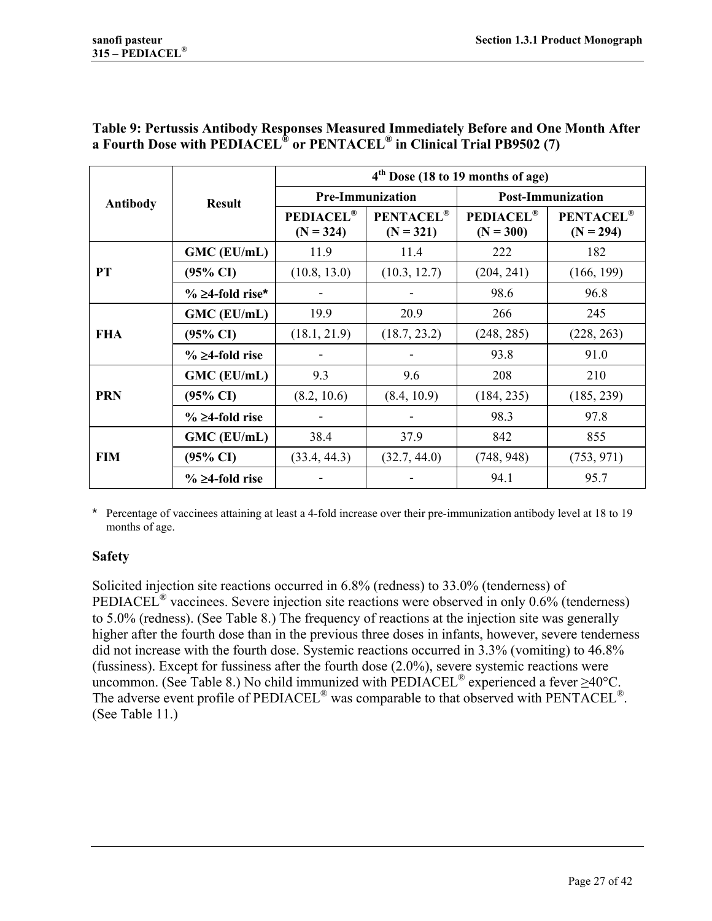**Table 9: Pertussis Antibody Responses Measured Immediately Before and One Month After a Fourth Dose with PEDIACEL® or PENTACEL® in Clinical Trial PB9502 (7)**

| Antibody | Result | 4th Dose (18 to 19 months of age) | | | |
|---|---|---|---|---|---|
| | | Pre-Immunization | | Post-Immunization | |
| | | PEDIACEL® (N = 324) | PENTACEL® (N = 321) | PEDIACEL® (N = 300) | PENTACEL® (N = 294) |
| PT | GMC (EU/mL) | 11.9 | 11.4 | 222 | 182 |
| | (95% CI) | (10.8, 13.0) | (10.3, 12.7) | (204, 241) | (166, 199) |
| | % ≥4-fold rise* | - | - | 98.6 | 96.8 |
| FHA | GMC (EU/mL) | 19.9 | 20.9 | 266 | 245 |
| | (95% CI) | (18.1, 21.9) | (18.7, 23.2) | (248, 285) | (228, 263) |
| | % ≥4-fold rise | - | - | 93.8 | 91.0 |
| PRN | GMC (EU/mL) | 9.3 | 9.6 | 208 | 210 |
| | (95% CI) | (8.2, 10.6) | (8.4, 10.9) | (184, 235) | (185, 239) |
| | % ≥4-fold rise | - | - | 98.3 | 97.8 |
| FIM | GMC (EU/mL) | 38.4 | 37.9 | 842 | 855 |
| | (95% CI) | (33.4, 44.3) | (32.7, 44.0) | (748, 948) | (753, 971) |
| | % ≥4-fold rise | - | - | 94.1 | 95.7 |

\* Percentage of vaccinees attaining at least a 4-fold increase over their pre-immunization antibody level at 18 to 19 months of age.

### Safety

Solicited injection site reactions occurred in 6.8% (redness) to 33.0% (tenderness) of PEDIACEL® vaccinees. Severe injection site reactions were observed in only 0.6% (tenderness) to 5.0% (redness). (See Table 8.) The frequency of reactions at the injection site was generally higher after the fourth dose than in the previous three doses in infants, however, severe tenderness did not increase with the fourth dose. Systemic reactions occurred in 3.3% (vomiting) to 46.8% (fussiness). Except for fussiness after the fourth dose (2.0%), severe systemic reactions were uncommon. (See Table 8.) No child immunized with PEDIACEL® experienced a fever ≥40°C. The adverse event profile of PEDIACEL® was comparable to that observed with PENTACEL®. (See Table 11.)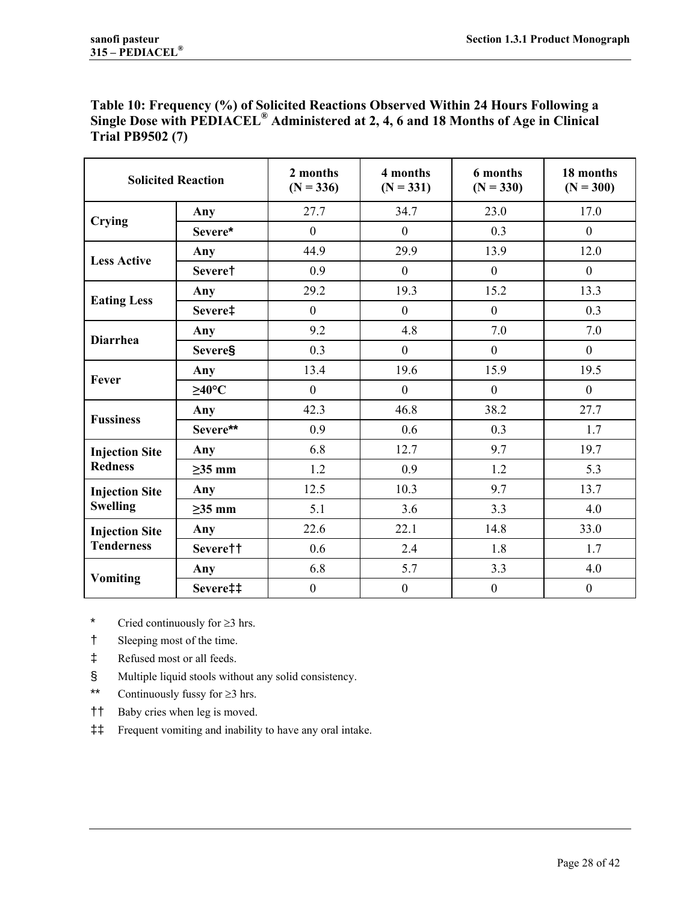**Table 10: Frequency (%) of Solicited Reactions Observed Within 24 Hours Following a Single Dose with PEDIACEL® Administered at 2, 4, 6 and 18 Months of Age in Clinical Trial PB9502 (7)**

| Solicited Reaction | | 2 months (N = 336) | 4 months (N = 331) | 6 months (N = 330) | 18 months (N = 300) |
|---|---|---|---|---|---|
| **Crying** | **Any** | 27.7 | 34.7 | 23.0 | 17.0 |
| | **Severe*** | 0 | 0 | 0.3 | 0 |
| **Less Active** | **Any** | 44.9 | 29.9 | 13.9 | 12.0 |
| | **Severe†** | 0.9 | 0 | 0 | 0 |
| **Eating Less** | **Any** | 29.2 | 19.3 | 15.2 | 13.3 |
| | **Severe‡** | 0 | 0 | 0 | 0.3 |
| **Diarrhea** | **Any** | 9.2 | 4.8 | 7.0 | 7.0 |
| | **Severe§** | 0.3 | 0 | 0 | 0 |
| **Fever** | **Any** | 13.4 | 19.6 | 15.9 | 19.5 |
| | **≥40°C** | 0 | 0 | 0 | 0 |
| **Fussiness** | **Any** | 42.3 | 46.8 | 38.2 | 27.7 |
| | **Severe**** | 0.9 | 0.6 | 0.3 | 1.7 |
| **Injection Site Redness** | **Any** | 6.8 | 12.7 | 9.7 | 19.7 |
| | **≥35 mm** | 1.2 | 0.9 | 1.2 | 5.3 |
| **Injection Site Swelling** | **Any** | 12.5 | 10.3 | 9.7 | 13.7 |
| | **≥35 mm** | 5.1 | 3.6 | 3.3 | 4.0 |
| **Injection Site Tenderness** | **Any** | 22.6 | 22.1 | 14.8 | 33.0 |
| | **Severe††** | 0.6 | 2.4 | 1.8 | 1.7 |
| **Vomiting** | **Any** | 6.8 | 5.7 | 3.3 | 4.0 |
| | **Severe‡‡** | 0 | 0 | 0 | 0 |

\* Cried continuously for ≥3 hrs.

† Sleeping most of the time.

‡ Refused most or all feeds.

§ Multiple liquid stools without any solid consistency.

** Continuously fussy for ≥3 hrs.

†† Baby cries when leg is moved.

‡‡ Frequent vomiting and inability to have any oral intake.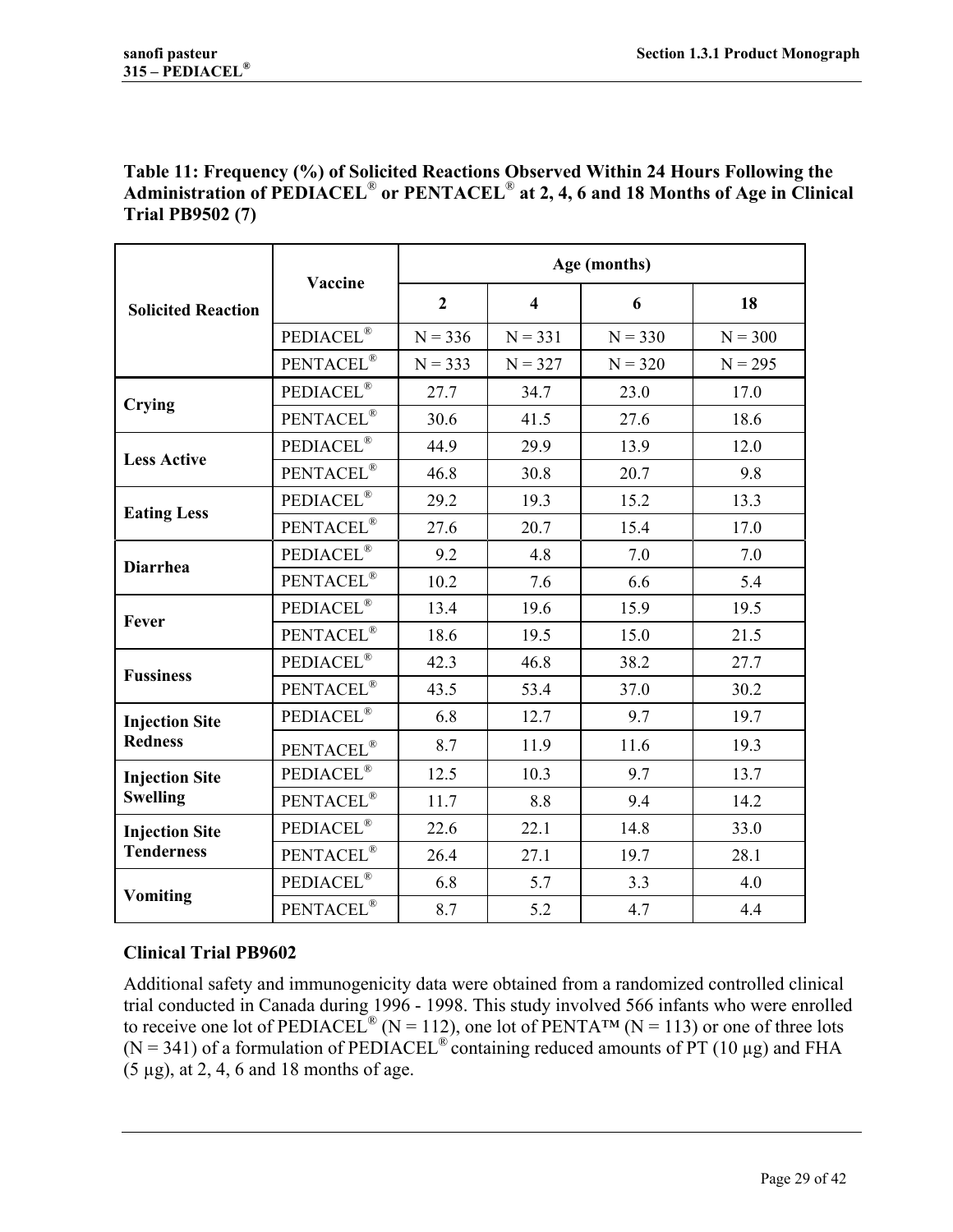**Table 11: Frequency (%) of Solicited Reactions Observed Within 24 Hours Following the Administration of PEDIACEL® or PENTACEL® at 2, 4, 6 and 18 Months of Age in Clinical Trial PB9502 (7)**

| Solicited Reaction | Vaccine | Age (months) | | | |
|---|---|---|---|---|---|
| | | 2 | 4 | 6 | 18 |
| | PEDIACEL® | N = 336 | N = 331 | N = 330 | N = 300 |
| | PENTACEL® | N = 333 | N = 327 | N = 320 | N = 295 |
| **Crying** | PEDIACEL® | 27.7 | 34.7 | 23.0 | 17.0 |
| | PENTACEL® | 30.6 | 41.5 | 27.6 | 18.6 |
| **Less Active** | PEDIACEL® | 44.9 | 29.9 | 13.9 | 12.0 |
| | PENTACEL® | 46.8 | 30.8 | 20.7 | 9.8 |
| **Eating Less** | PEDIACEL® | 29.2 | 19.3 | 15.2 | 13.3 |
| | PENTACEL® | 27.6 | 20.7 | 15.4 | 17.0 |
| **Diarrhea** | PEDIACEL® | 9.2 | 4.8 | 7.0 | 7.0 |
| | PENTACEL® | 10.2 | 7.6 | 6.6 | 5.4 |
| **Fever** | PEDIACEL® | 13.4 | 19.6 | 15.9 | 19.5 |
| | PENTACEL® | 18.6 | 19.5 | 15.0 | 21.5 |
| **Fussiness** | PEDIACEL® | 42.3 | 46.8 | 38.2 | 27.7 |
| | PENTACEL® | 43.5 | 53.4 | 37.0 | 30.2 |
| **Injection Site Redness** | PEDIACEL® | 6.8 | 12.7 | 9.7 | 19.7 |
| | PENTACEL® | 8.7 | 11.9 | 11.6 | 19.3 |
| **Injection Site Swelling** | PEDIACEL® | 12.5 | 10.3 | 9.7 | 13.7 |
| | PENTACEL® | 11.7 | 8.8 | 9.4 | 14.2 |
| **Injection Site Tenderness** | PEDIACEL® | 22.6 | 22.1 | 14.8 | 33.0 |
| | PENTACEL® | 26.4 | 27.1 | 19.7 | 28.1 |
| **Vomiting** | PEDIACEL® | 6.8 | 5.7 | 3.3 | 4.0 |
| | PENTACEL® | 8.7 | 5.2 | 4.7 | 4.4 |

## Clinical Trial PB9602

Additional safety and immunogenicity data were obtained from a randomized controlled clinical trial conducted in Canada during 1996 - 1998. This study involved 566 infants who were enrolled to receive one lot of PEDIACEL® (N = 112), one lot of PENTA™ (N = 113) or one of three lots (N = 341) of a formulation of PEDIACEL® containing reduced amounts of PT (10 µg) and FHA (5 µg), at 2, 4, 6 and 18 months of age.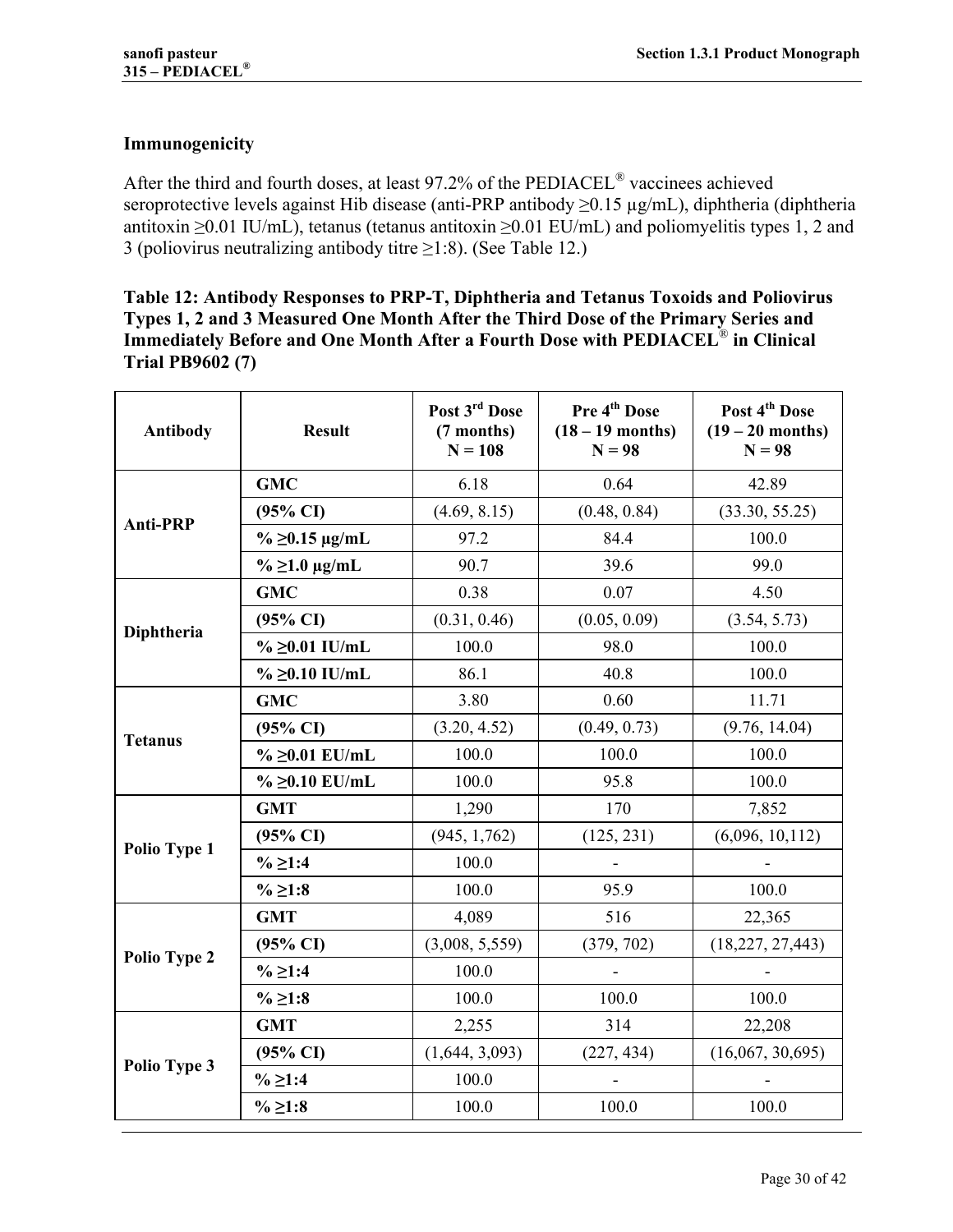### Immunogenicity

After the third and fourth doses, at least 97.2% of the PEDIACEL® vaccinees achieved seroprotective levels against Hib disease (anti-PRP antibody ≥0.15 µg/mL), diphtheria (diphtheria antitoxin ≥0.01 IU/mL), tetanus (tetanus antitoxin ≥0.01 EU/mL) and poliomyelitis types 1, 2 and 3 (poliovirus neutralizing antibody titre ≥1:8). (See Table 12.)

**Table 12: Antibody Responses to PRP-T, Diphtheria and Tetanus Toxoids and Poliovirus Types 1, 2 and 3 Measured One Month After the Third Dose of the Primary Series and Immediately Before and One Month After a Fourth Dose with PEDIACEL® in Clinical Trial PB9602 (7)**

| Antibody | Result | Post 3rd Dose (7 months) N = 108 | Pre 4th Dose (18 – 19 months) N = 98 | Post 4th Dose (19 – 20 months) N = 98 |
|---|---|---|---|---|
| Anti-PRP | GMC | 6.18 | 0.64 | 42.89 |
| | (95% CI) | (4.69, 8.15) | (0.48, 0.84) | (33.30, 55.25) |
| | % ≥0.15 µg/mL | 97.2 | 84.4 | 100.0 |
| | % ≥1.0 µg/mL | 90.7 | 39.6 | 99.0 |
| Diphtheria | GMC | 0.38 | 0.07 | 4.50 |
| | (95% CI) | (0.31, 0.46) | (0.05, 0.09) | (3.54, 5.73) |
| | % ≥0.01 IU/mL | 100.0 | 98.0 | 100.0 |
| | % ≥0.10 IU/mL | 86.1 | 40.8 | 100.0 |
| Tetanus | GMC | 3.80 | 0.60 | 11.71 |
| | (95% CI) | (3.20, 4.52) | (0.49, 0.73) | (9.76, 14.04) |
| | % ≥0.01 EU/mL | 100.0 | 100.0 | 100.0 |
| | % ≥0.10 EU/mL | 100.0 | 95.8 | 100.0 |
| Polio Type 1 | GMT | 1,290 | 170 | 7,852 |
| | (95% CI) | (945, 1,762) | (125, 231) | (6,096, 10,112) |
| | % ≥1:4 | 100.0 | - | - |
| | % ≥1:8 | 100.0 | 95.9 | 100.0 |
| Polio Type 2 | GMT | 4,089 | 516 | 22,365 |
| | (95% CI) | (3,008, 5,559) | (379, 702) | (18,227, 27,443) |
| | % ≥1:4 | 100.0 | - | - |
| | % ≥1:8 | 100.0 | 100.0 | 100.0 |
| Polio Type 3 | GMT | 2,255 | 314 | 22,208 |
| | (95% CI) | (1,644, 3,093) | (227, 434) | (16,067, 30,695) |
| | % ≥1:4 | 100.0 | - | - |
| | % ≥1:8 | 100.0 | 100.0 | 100.0 |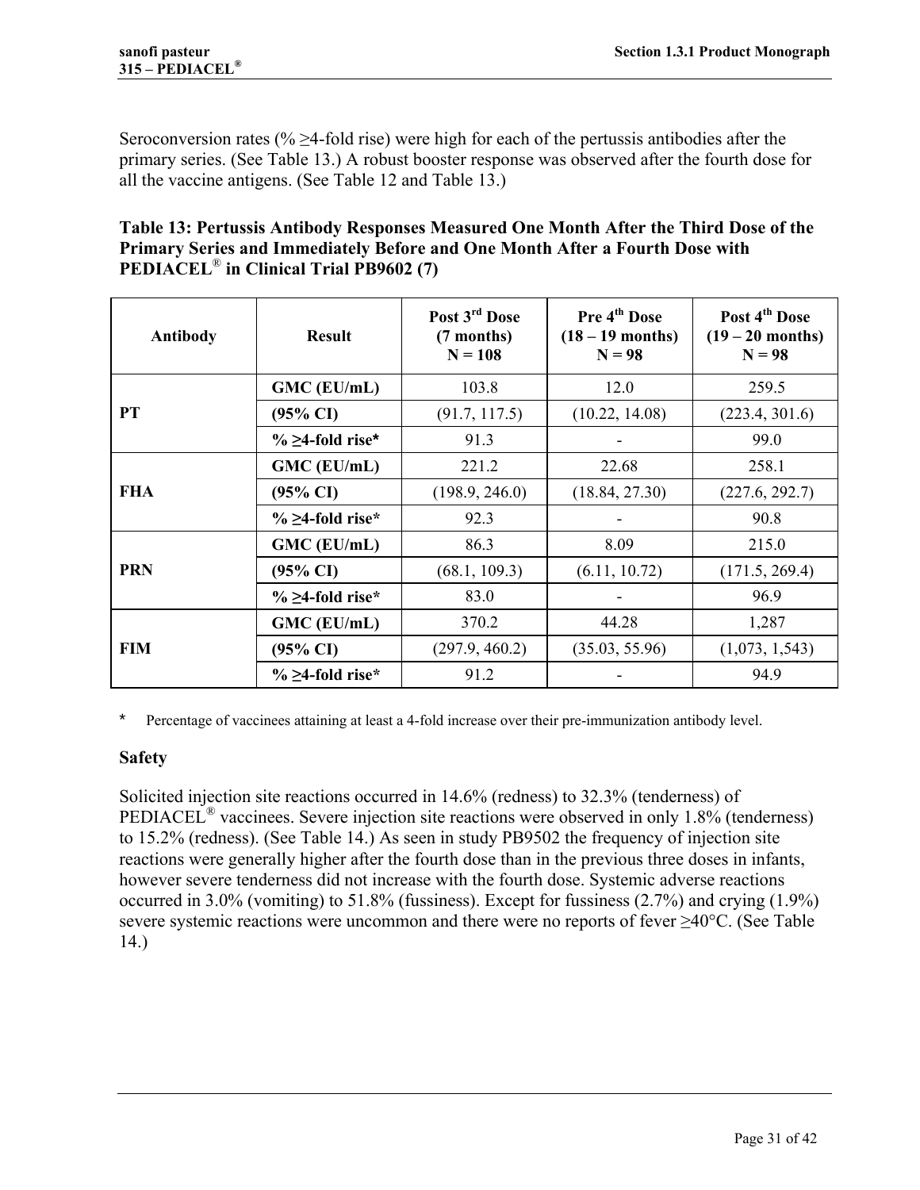Seroconversion rates (% ≥4-fold rise) were high for each of the pertussis antibodies after the primary series. (See Table 13.) A robust booster response was observed after the fourth dose for all the vaccine antigens. (See Table 12 and Table 13.)

**Table 13: Pertussis Antibody Responses Measured One Month After the Third Dose of the Primary Series and Immediately Before and One Month After a Fourth Dose with PEDIACEL® in Clinical Trial PB9602 (7)**

| Antibody | Result | Post 3rd Dose (7 months) N = 108 | Pre 4th Dose (18 – 19 months) N = 98 | Post 4th Dose (19 – 20 months) N = 98 |
|---|---|---|---|---|
| PT | GMC (EU/mL) | 103.8 | 12.0 | 259.5 |
| | (95% CI) | (91.7, 117.5) | (10.22, 14.08) | (223.4, 301.6) |
| | % ≥4-fold rise* | 91.3 | - | 99.0 |
| FHA | GMC (EU/mL) | 221.2 | 22.68 | 258.1 |
| | (95% CI) | (198.9, 246.0) | (18.84, 27.30) | (227.6, 292.7) |
| | % ≥4-fold rise* | 92.3 | - | 90.8 |
| PRN | GMC (EU/mL) | 86.3 | 8.09 | 215.0 |
| | (95% CI) | (68.1, 109.3) | (6.11, 10.72) | (171.5, 269.4) |
| | % ≥4-fold rise* | 83.0 | - | 96.9 |
| FIM | GMC (EU/mL) | 370.2 | 44.28 | 1,287 |
| | (95% CI) | (297.9, 460.2) | (35.03, 55.96) | (1,073, 1,543) |
| | % ≥4-fold rise* | 91.2 | - | 94.9 |

\* Percentage of vaccinees attaining at least a 4-fold increase over their pre-immunization antibody level.

### Safety

Solicited injection site reactions occurred in 14.6% (redness) to 32.3% (tenderness) of PEDIACEL® vaccinees. Severe injection site reactions were observed in only 1.8% (tenderness) to 15.2% (redness). (See Table 14.) As seen in study PB9502 the frequency of injection site reactions were generally higher after the fourth dose than in the previous three doses in infants, however severe tenderness did not increase with the fourth dose. Systemic adverse reactions occurred in 3.0% (vomiting) to 51.8% (fussiness). Except for fussiness (2.7%) and crying (1.9%) severe systemic reactions were uncommon and there were no reports of fever ≥40°C. (See Table 14.)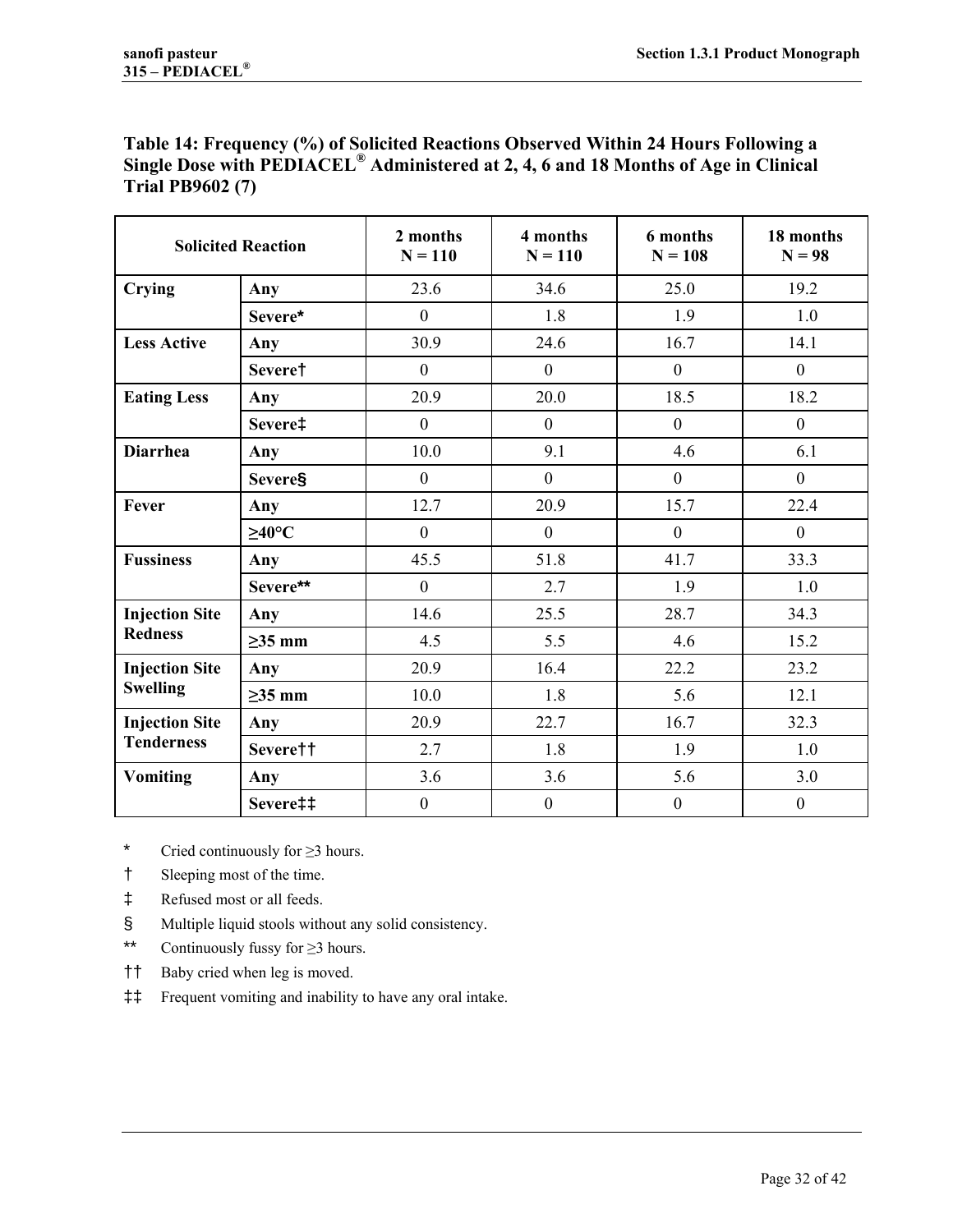**Table 14: Frequency (%) of Solicited Reactions Observed Within 24 Hours Following a Single Dose with PEDIACEL® Administered at 2, 4, 6 and 18 Months of Age in Clinical Trial PB9602 (7)**

| Solicited Reaction | | 2 months N = 110 | 4 months N = 110 | 6 months N = 108 | 18 months N = 98 |
|---|---|---|---|---|---|
| **Crying** | **Any** | 23.6 | 34.6 | 25.0 | 19.2 |
| | **Severe*** | 0 | 1.8 | 1.9 | 1.0 |
| **Less Active** | **Any** | 30.9 | 24.6 | 16.7 | 14.1 |
| | **Severe†** | 0 | 0 | 0 | 0 |
| **Eating Less** | **Any** | 20.9 | 20.0 | 18.5 | 18.2 |
| | **Severe‡** | 0 | 0 | 0 | 0 |
| **Diarrhea** | **Any** | 10.0 | 9.1 | 4.6 | 6.1 |
| | **Severe§** | 0 | 0 | 0 | 0 |
| **Fever** | **Any** | 12.7 | 20.9 | 15.7 | 22.4 |
| | **≥40°C** | 0 | 0 | 0 | 0 |
| **Fussiness** | **Any** | 45.5 | 51.8 | 41.7 | 33.3 |
| | **Severe**** | 0 | 2.7 | 1.9 | 1.0 |
| **Injection Site Redness** | **Any** | 14.6 | 25.5 | 28.7 | 34.3 |
| | **≥35 mm** | 4.5 | 5.5 | 4.6 | 15.2 |
| **Injection Site Swelling** | **Any** | 20.9 | 16.4 | 22.2 | 23.2 |
| | **≥35 mm** | 10.0 | 1.8 | 5.6 | 12.1 |
| **Injection Site Tenderness** | **Any** | 20.9 | 22.7 | 16.7 | 32.3 |
| | **Severe††** | 2.7 | 1.8 | 1.9 | 1.0 |
| **Vomiting** | **Any** | 3.6 | 3.6 | 5.6 | 3.0 |
| | **Severe‡‡** | 0 | 0 | 0 | 0 |

\* Cried continuously for ≥3 hours.

† Sleeping most of the time.

‡ Refused most or all feeds.

§ Multiple liquid stools without any solid consistency.

** Continuously fussy for ≥3 hours.

†† Baby cried when leg is moved.

‡‡ Frequent vomiting and inability to have any oral intake.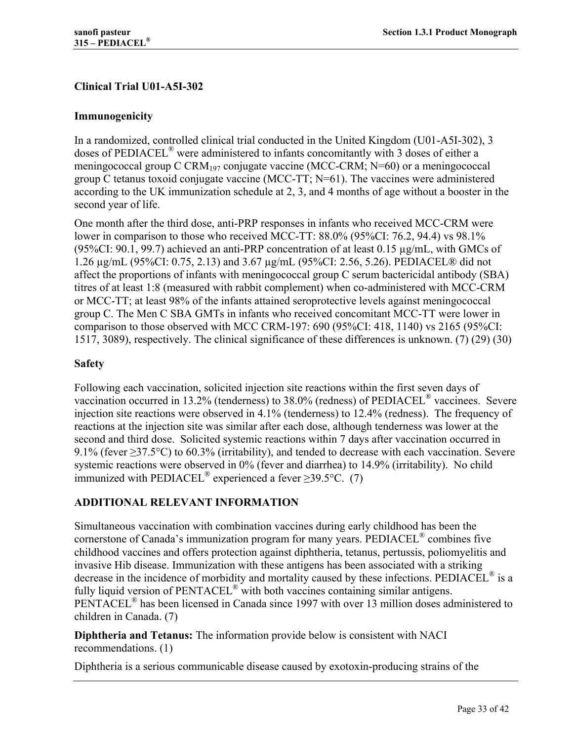### Clinical Trial U01-A5I-302

#### Immunogenicity

In a randomized, controlled clinical trial conducted in the United Kingdom (U01-A5I-302), 3 doses of PEDIACEL® were administered to infants concomitantly with 3 doses of either a meningococcal group C $CRM_{197}$ conjugate vaccine (MCC-CRM; N=60) or a meningococcal group C tetanus toxoid conjugate vaccine (MCC-TT; N=61). The vaccines were administered according to the UK immunization schedule at 2, 3, and 4 months of age without a booster in the second year of life.

One month after the third dose, anti-PRP responses in infants who received MCC-CRM were lower in comparison to those who received MCC-TT: 88.0% (95%CI: 76.2, 94.4) vs 98.1% (95%CI: 90.1, 99.7) achieved an anti-PRP concentration of at least 0.15 µg/mL, with GMCs of 1.26 µg/mL (95%CI: 0.75, 2.13) and 3.67 µg/mL (95%CI: 2.56, 5.26). PEDIACEL® did not affect the proportions of infants with meningococcal group C serum bactericidal antibody (SBA) titres of at least 1:8 (measured with rabbit complement) when co-administered with MCC-CRM or MCC-TT; at least 98% of the infants attained seroprotective levels against meningococcal group C. The Men C SBA GMTs in infants who received concomitant MCC-TT were lower in comparison to those observed with MCC CRM-197: 690 (95%CI: 418, 1140) vs 2165 (95%CI: 1517, 3089), respectively. The clinical significance of these differences is unknown. (7) (29) (30)

#### Safety

Following each vaccination, solicited injection site reactions within the first seven days of vaccination occurred in 13.2% (tenderness) to 38.0% (redness) of PEDIACEL® vaccinees. Severe injection site reactions were observed in 4.1% (tenderness) to 12.4% (redness). The frequency of reactions at the injection site was similar after each dose, although tenderness was lower at the second and third dose. Solicited systemic reactions within 7 days after vaccination occurred in 9.1% (fever ≥37.5°C) to 60.3% (irritability), and tended to decrease with each vaccination. Severe systemic reactions were observed in 0% (fever and diarrhea) to 14.9% (irritability). No child immunized with PEDIACEL® experienced a fever ≥39.5°C. (7)

## ADDITIONAL RELEVANT INFORMATION

Simultaneous vaccination with combination vaccines during early childhood has been the cornerstone of Canada's immunization program for many years. PEDIACEL® combines five childhood vaccines and offers protection against diphtheria, tetanus, pertussis, poliomyelitis and invasive Hib disease. Immunization with these antigens has been associated with a striking decrease in the incidence of morbidity and mortality caused by these infections. PEDIACEL® is a fully liquid version of PENTACEL® with both vaccines containing similar antigens. PENTACEL® has been licensed in Canada since 1997 with over 13 million doses administered to children in Canada. (7)

**Diphtheria and Tetanus:** The information provide below is consistent with NACI recommendations. (1)

Diphtheria is a serious communicable disease caused by exotoxin-producing strains of the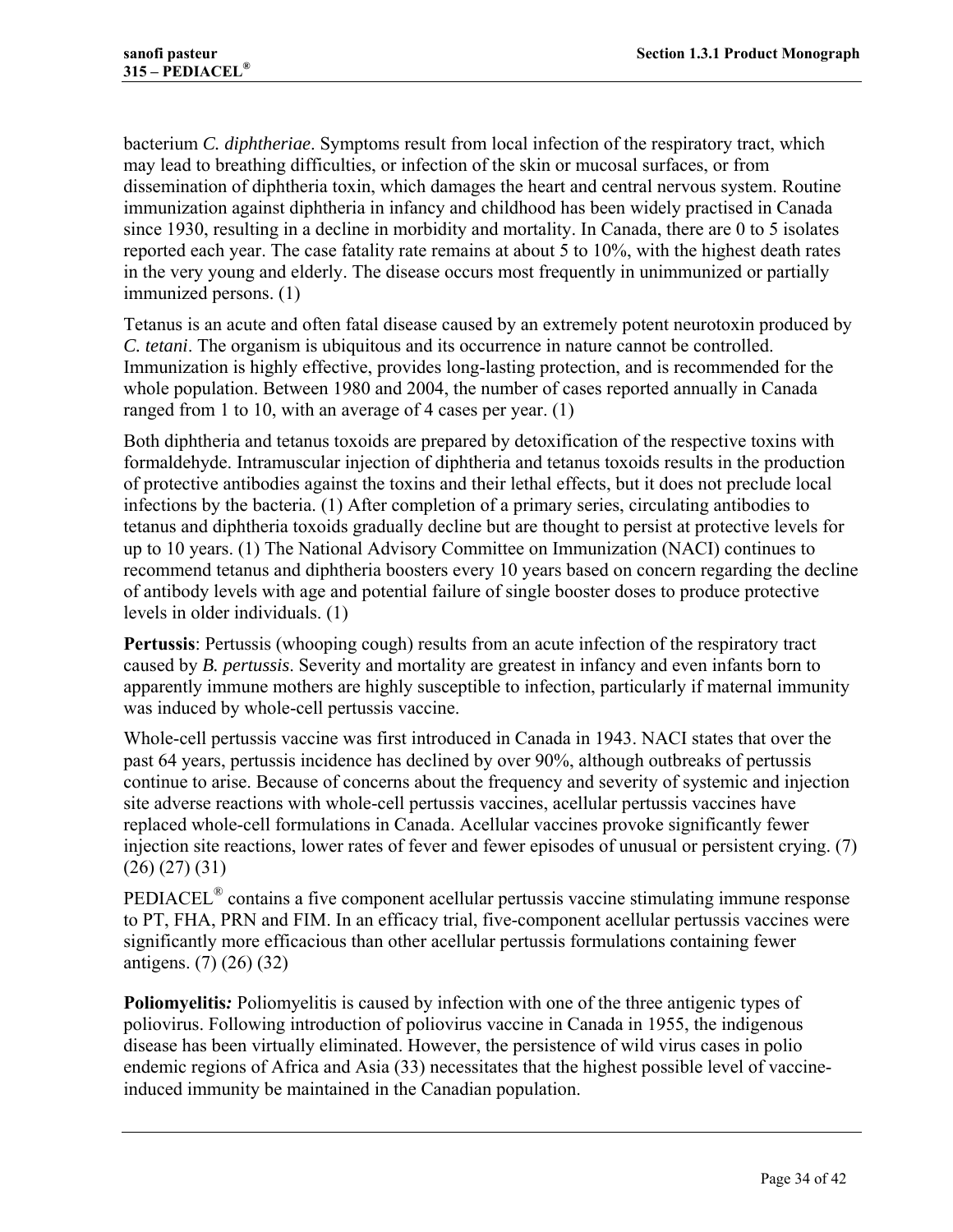bacterium *C. diphtheriae*. Symptoms result from local infection of the respiratory tract, which may lead to breathing difficulties, or infection of the skin or mucosal surfaces, or from dissemination of diphtheria toxin, which damages the heart and central nervous system. Routine immunization against diphtheria in infancy and childhood has been widely practised in Canada since 1930, resulting in a decline in morbidity and mortality. In Canada, there are 0 to 5 isolates reported each year. The case fatality rate remains at about 5 to 10%, with the highest death rates in the very young and elderly. The disease occurs most frequently in unimmunized or partially immunized persons. (1)

Tetanus is an acute and often fatal disease caused by an extremely potent neurotoxin produced by *C. tetani*. The organism is ubiquitous and its occurrence in nature cannot be controlled. Immunization is highly effective, provides long-lasting protection, and is recommended for the whole population. Between 1980 and 2004, the number of cases reported annually in Canada ranged from 1 to 10, with an average of 4 cases per year. (1)

Both diphtheria and tetanus toxoids are prepared by detoxification of the respective toxins with formaldehyde. Intramuscular injection of diphtheria and tetanus toxoids results in the production of protective antibodies against the toxins and their lethal effects, but it does not preclude local infections by the bacteria. (1) After completion of a primary series, circulating antibodies to tetanus and diphtheria toxoids gradually decline but are thought to persist at protective levels for up to 10 years. (1) The National Advisory Committee on Immunization (NACI) continues to recommend tetanus and diphtheria boosters every 10 years based on concern regarding the decline of antibody levels with age and potential failure of single booster doses to produce protective levels in older individuals. (1)

**Pertussis**: Pertussis (whooping cough) results from an acute infection of the respiratory tract caused by *B. pertussis*. Severity and mortality are greatest in infancy and even infants born to apparently immune mothers are highly susceptible to infection, particularly if maternal immunity was induced by whole-cell pertussis vaccine.

Whole-cell pertussis vaccine was first introduced in Canada in 1943. NACI states that over the past 64 years, pertussis incidence has declined by over 90%, although outbreaks of pertussis continue to arise. Because of concerns about the frequency and severity of systemic and injection site adverse reactions with whole-cell pertussis vaccines, acellular pertussis vaccines have replaced whole-cell formulations in Canada. Acellular vaccines provoke significantly fewer injection site reactions, lower rates of fever and fewer episodes of unusual or persistent crying. (7) (26) (27) (31)

PEDIACEL® contains a five component acellular pertussis vaccine stimulating immune response to PT, FHA, PRN and FIM. In an efficacy trial, five-component acellular pertussis vaccines were significantly more efficacious than other acellular pertussis formulations containing fewer antigens. (7) (26) (32)

**Poliomyelitis***:* Poliomyelitis is caused by infection with one of the three antigenic types of poliovirus. Following introduction of poliovirus vaccine in Canada in 1955, the indigenous disease has been virtually eliminated. However, the persistence of wild virus cases in polio endemic regions of Africa and Asia (33) necessitates that the highest possible level of vaccine-induced immunity be maintained in the Canadian population.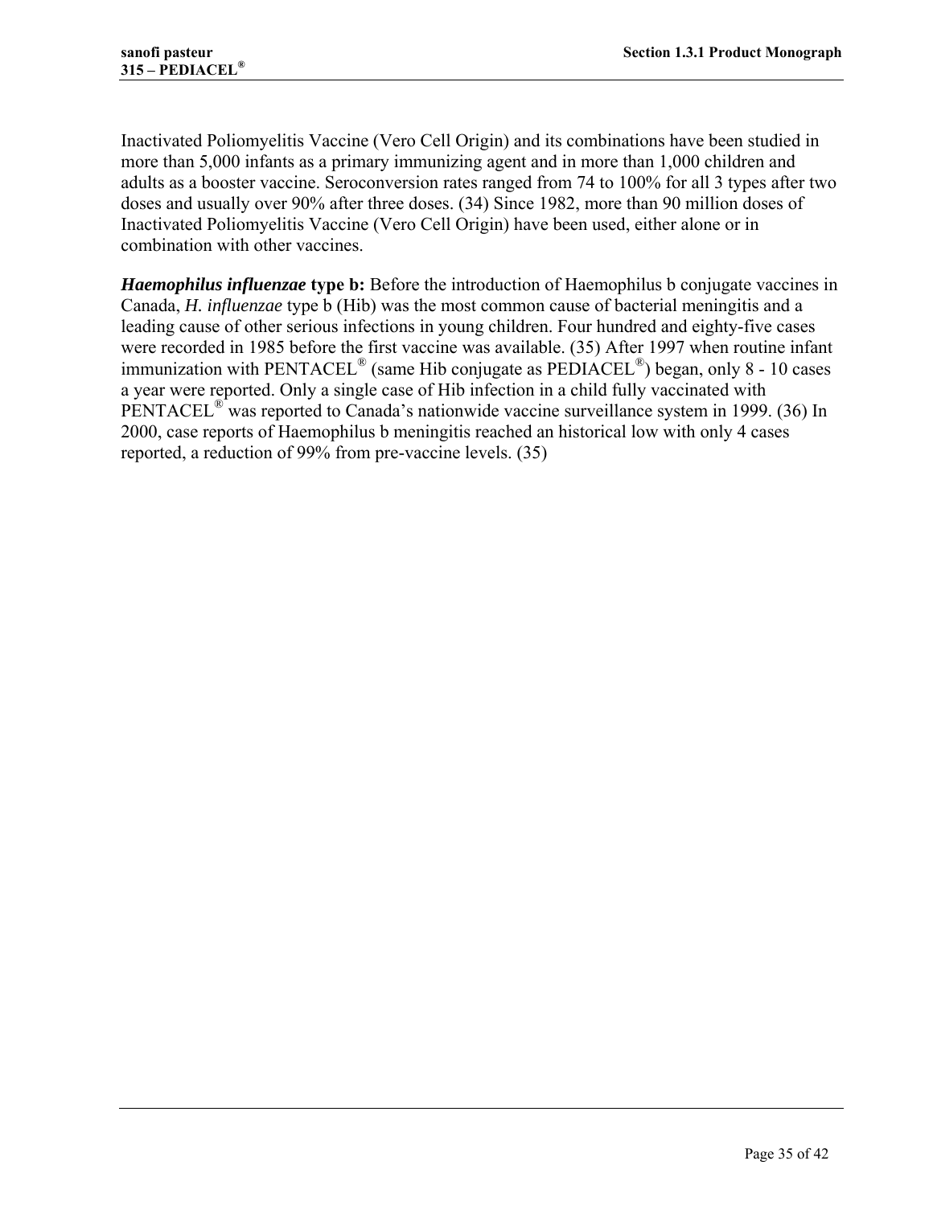Inactivated Poliomyelitis Vaccine (Vero Cell Origin) and its combinations have been studied in more than 5,000 infants as a primary immunizing agent and in more than 1,000 children and adults as a booster vaccine. Seroconversion rates ranged from 74 to 100% for all 3 types after two doses and usually over 90% after three doses. (34) Since 1982, more than 90 million doses of Inactivated Poliomyelitis Vaccine (Vero Cell Origin) have been used, either alone or in combination with other vaccines.

***Haemophilus influenzae* type b:** Before the introduction of Haemophilus b conjugate vaccines in Canada, *H. influenzae* type b (Hib) was the most common cause of bacterial meningitis and a leading cause of other serious infections in young children. Four hundred and eighty-five cases were recorded in 1985 before the first vaccine was available. (35) After 1997 when routine infant immunization with PENTACEL® (same Hib conjugate as PEDIACEL®) began, only 8 - 10 cases a year were reported. Only a single case of Hib infection in a child fully vaccinated with PENTACEL® was reported to Canada's nationwide vaccine surveillance system in 1999. (36) In 2000, case reports of Haemophilus b meningitis reached an historical low with only 4 cases reported, a reduction of 99% from pre-vaccine levels. (35)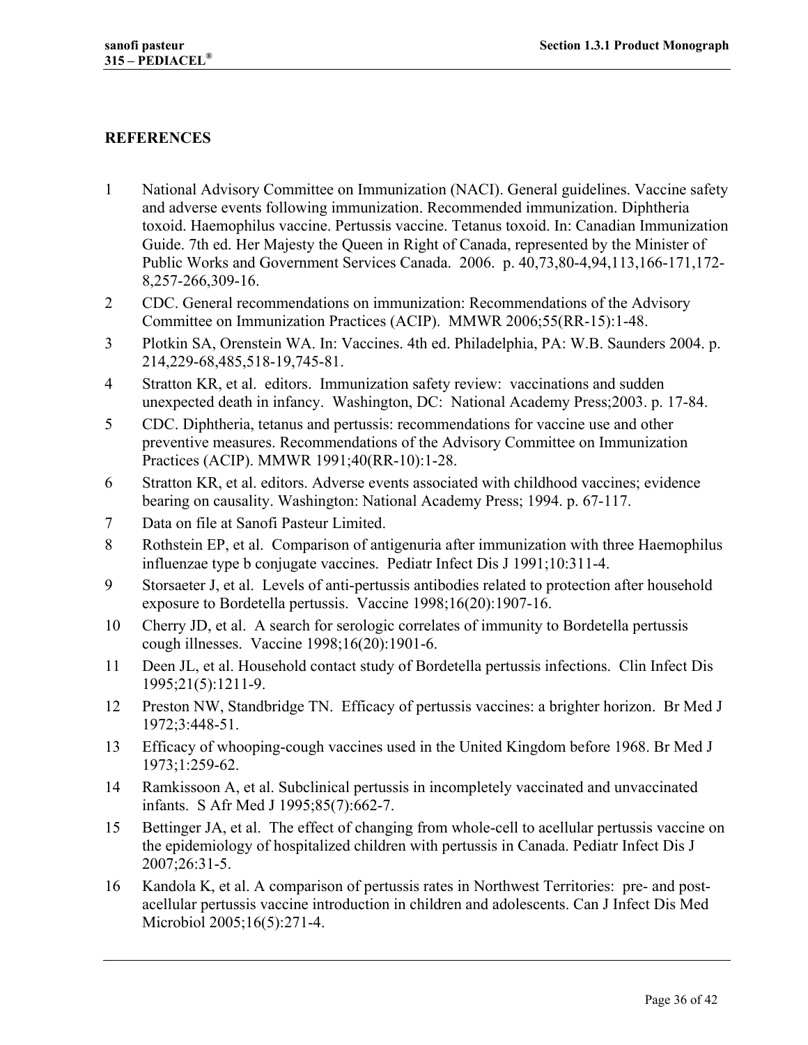## REFERENCES

1. National Advisory Committee on Immunization (NACI). General guidelines. Vaccine safety and adverse events following immunization. Recommended immunization. Diphtheria toxoid. Haemophilus vaccine. Pertussis vaccine. Tetanus toxoid. In: Canadian Immunization Guide. 7th ed. Her Majesty the Queen in Right of Canada, represented by the Minister of Public Works and Government Services Canada. 2006. p. 40,73,80-4,94,113,166-171,172-8,257-266,309-16.
2. CDC. General recommendations on immunization: Recommendations of the Advisory Committee on Immunization Practices (ACIP). MMWR 2006;55(RR-15):1-48.
3. Plotkin SA, Orenstein WA. In: Vaccines. 4th ed. Philadelphia, PA: W.B. Saunders 2004. p. 214,229-68,485,518-19,745-81.
4. Stratton KR, et al. editors. Immunization safety review: vaccinations and sudden unexpected death in infancy. Washington, DC: National Academy Press;2003. p. 17-84.
5. CDC. Diphtheria, tetanus and pertussis: recommendations for vaccine use and other preventive measures. Recommendations of the Advisory Committee on Immunization Practices (ACIP). MMWR 1991;40(RR-10):1-28.
6. Stratton KR, et al. editors. Adverse events associated with childhood vaccines; evidence bearing on causality. Washington: National Academy Press; 1994. p. 67-117.
7. Data on file at Sanofi Pasteur Limited.
8. Rothstein EP, et al. Comparison of antigenuria after immunization with three Haemophilus influenzae type b conjugate vaccines. Pediatr Infect Dis J 1991;10:311-4.
9. Storsaeter J, et al. Levels of anti-pertussis antibodies related to protection after household exposure to Bordetella pertussis. Vaccine 1998;16(20):1907-16.
10. Cherry JD, et al. A search for serologic correlates of immunity to Bordetella pertussis cough illnesses. Vaccine 1998;16(20):1901-6.
11. Deen JL, et al. Household contact study of Bordetella pertussis infections. Clin Infect Dis 1995;21(5):1211-9.
12. Preston NW, Standbridge TN. Efficacy of pertussis vaccines: a brighter horizon. Br Med J 1972;3:448-51.
13. Efficacy of whooping-cough vaccines used in the United Kingdom before 1968. Br Med J 1973;1:259-62.
14. Ramkissoon A, et al. Subclinical pertussis in incompletely vaccinated and unvaccinated infants. S Afr Med J 1995;85(7):662-7.
15. Bettinger JA, et al. The effect of changing from whole-cell to acellular pertussis vaccine on the epidemiology of hospitalized children with pertussis in Canada. Pediatr Infect Dis J 2007;26:31-5.
16. Kandola K, et al. A comparison of pertussis rates in Northwest Territories: pre- and post-acellular pertussis vaccine introduction in children and adolescents. Can J Infect Dis Med Microbiol 2005;16(5):271-4.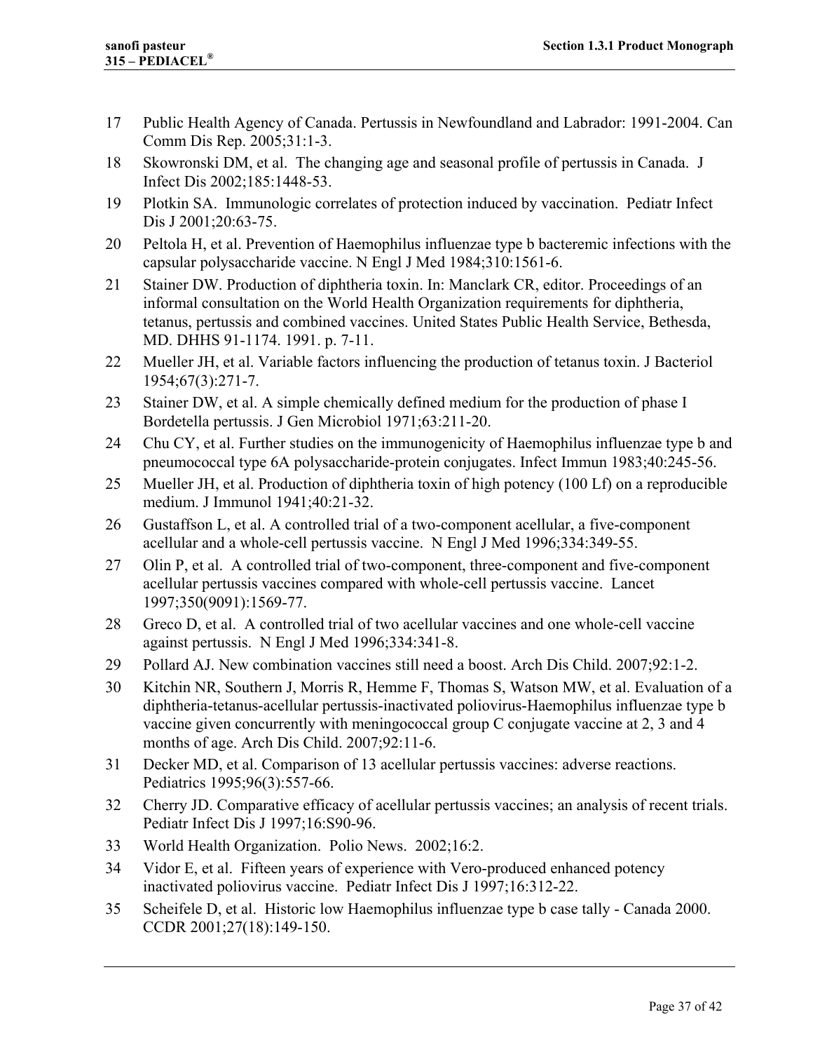17 Public Health Agency of Canada. Pertussis in Newfoundland and Labrador: 1991-2004. Can Comm Dis Rep. 2005;31:1-3.

18 Skowronski DM, et al. The changing age and seasonal profile of pertussis in Canada. J Infect Dis 2002;185:1448-53.

19 Plotkin SA. Immunologic correlates of protection induced by vaccination. Pediatr Infect Dis J 2001;20:63-75.

20 Peltola H, et al. Prevention of Haemophilus influenzae type b bacteremic infections with the capsular polysaccharide vaccine. N Engl J Med 1984;310:1561-6.

21 Stainer DW. Production of diphtheria toxin. In: Manclark CR, editor. Proceedings of an informal consultation on the World Health Organization requirements for diphtheria, tetanus, pertussis and combined vaccines. United States Public Health Service, Bethesda, MD. DHHS 91-1174. 1991. p. 7-11.

22 Mueller JH, et al. Variable factors influencing the production of tetanus toxin. J Bacteriol 1954;67(3):271-7.

23 Stainer DW, et al. A simple chemically defined medium for the production of phase I Bordetella pertussis. J Gen Microbiol 1971;63:211-20.

24 Chu CY, et al. Further studies on the immunogenicity of Haemophilus influenzae type b and pneumococcal type 6A polysaccharide-protein conjugates. Infect Immun 1983;40:245-56.

25 Mueller JH, et al. Production of diphtheria toxin of high potency (100 Lf) on a reproducible medium. J Immunol 1941;40:21-32.

26 Gustaffson L, et al. A controlled trial of a two-component acellular, a five-component acellular and a whole-cell pertussis vaccine. N Engl J Med 1996;334:349-55.

27 Olin P, et al. A controlled trial of two-component, three-component and five-component acellular pertussis vaccines compared with whole-cell pertussis vaccine. Lancet 1997;350(9091):1569-77.

28 Greco D, et al. A controlled trial of two acellular vaccines and one whole-cell vaccine against pertussis. N Engl J Med 1996;334:341-8.

29 Pollard AJ. New combination vaccines still need a boost. Arch Dis Child. 2007;92:1-2.

30 Kitchin NR, Southern J, Morris R, Hemme F, Thomas S, Watson MW, et al. Evaluation of a diphtheria-tetanus-acellular pertussis-inactivated poliovirus-Haemophilus influenzae type b vaccine given concurrently with meningococcal group C conjugate vaccine at 2, 3 and 4 months of age. Arch Dis Child. 2007;92:11-6.

31 Decker MD, et al. Comparison of 13 acellular pertussis vaccines: adverse reactions. Pediatrics 1995;96(3):557-66.

32 Cherry JD. Comparative efficacy of acellular pertussis vaccines; an analysis of recent trials. Pediatr Infect Dis J 1997;16:S90-96.

33 World Health Organization. Polio News. 2002;16:2.

34 Vidor E, et al. Fifteen years of experience with Vero-produced enhanced potency inactivated poliovirus vaccine. Pediatr Infect Dis J 1997;16:312-22.

35 Scheifele D, et al. Historic low Haemophilus influenzae type b case tally - Canada 2000. CCDR 2001;27(18):149-150.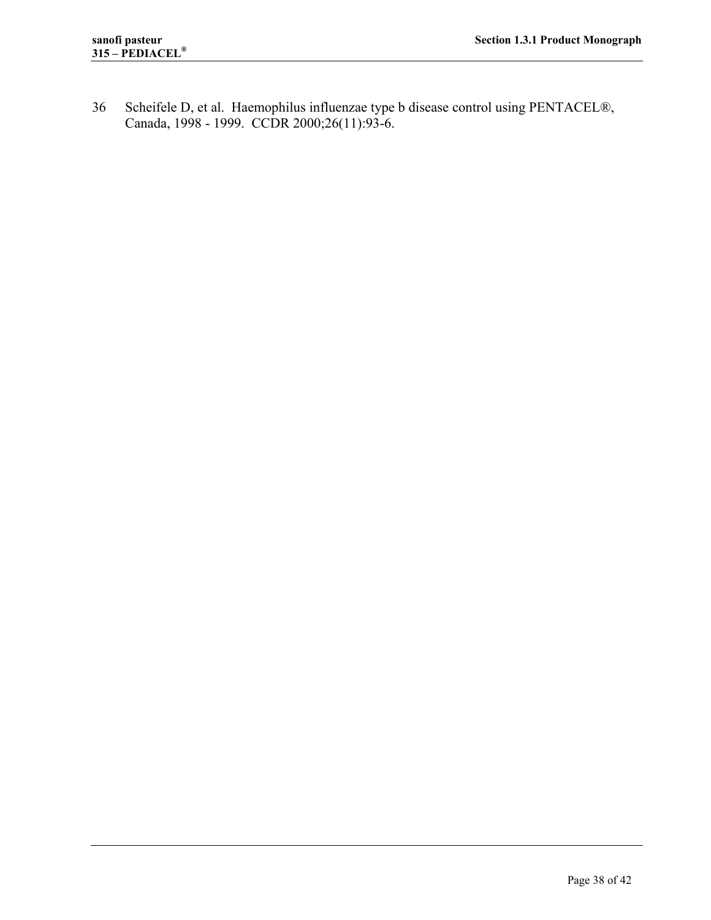36 Scheifele D, et al. Haemophilus influenzae type b disease control using PENTACEL®, Canada, 1998 - 1999. CCDR 2000;26(11):93-6.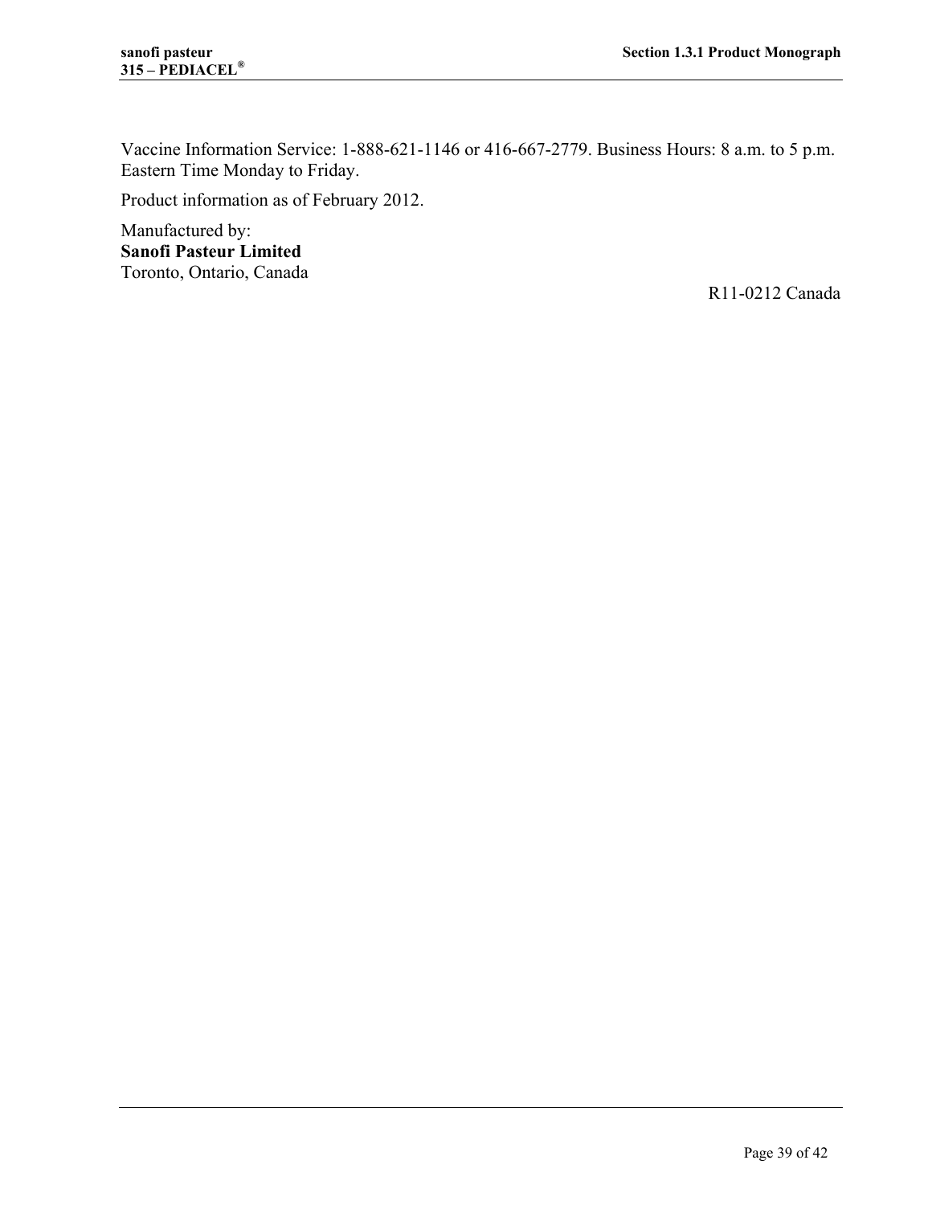Vaccine Information Service: 1-888-621-1146 or 416-667-2779. Business Hours: 8 a.m. to 5 p.m. Eastern Time Monday to Friday.

Product information as of February 2012.

Manufactured by:
**Sanofi Pasteur Limited**
Toronto, Ontario, Canada

R11-0212 Canada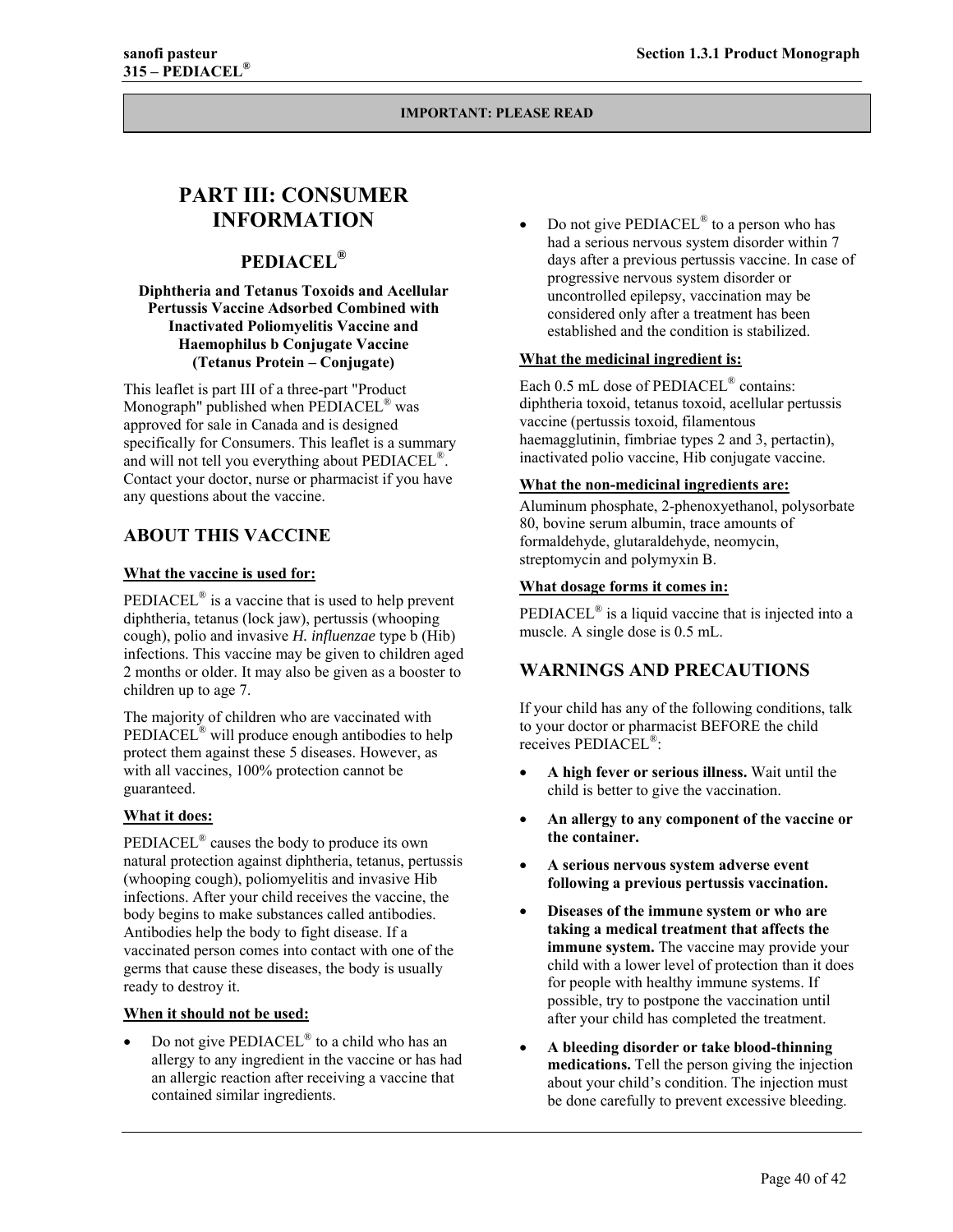**IMPORTANT: PLEASE READ**

# PART III: CONSUMER INFORMATION

## PEDIACEL®

**Diphtheria and Tetanus Toxoids and Acellular Pertussis Vaccine Adsorbed Combined with Inactivated Poliomyelitis Vaccine and Haemophilus b Conjugate Vaccine (Tetanus Protein – Conjugate)**

This leaflet is part III of a three-part "Product Monograph" published when PEDIACEL® was approved for sale in Canada and is designed specifically for Consumers. This leaflet is a summary and will not tell you everything about PEDIACEL®. Contact your doctor, nurse or pharmacist if you have any questions about the vaccine.

## ABOUT THIS VACCINE

### What the vaccine is used for:

PEDIACEL® is a vaccine that is used to help prevent diphtheria, tetanus (lock jaw), pertussis (whooping cough), polio and invasive *H. influenzae* type b (Hib) infections. This vaccine may be given to children aged 2 months or older. It may also be given as a booster to children up to age 7.

The majority of children who are vaccinated with PEDIACEL® will produce enough antibodies to help protect them against these 5 diseases. However, as with all vaccines, 100% protection cannot be guaranteed.

### What it does:

PEDIACEL® causes the body to produce its own natural protection against diphtheria, tetanus, pertussis (whooping cough), poliomyelitis and invasive Hib infections. After your child receives the vaccine, the body begins to make substances called antibodies. Antibodies help the body to fight disease. If a vaccinated person comes into contact with one of the germs that cause these diseases, the body is usually ready to destroy it.

### When it should not be used:

- Do not give PEDIACEL® to a child who has an allergy to any ingredient in the vaccine or has had an allergic reaction after receiving a vaccine that contained similar ingredients.
- Do not give PEDIACEL® to a person who has had a serious nervous system disorder within 7 days after a previous pertussis vaccine. In case of progressive nervous system disorder or uncontrolled epilepsy, vaccination may be considered only after a treatment has been established and the condition is stabilized.

### What the medicinal ingredient is:

Each 0.5 mL dose of PEDIACEL® contains: diphtheria toxoid, tetanus toxoid, acellular pertussis vaccine (pertussis toxoid, filamentous haemagglutinin, fimbriae types 2 and 3, pertactin), inactivated polio vaccine, Hib conjugate vaccine.

### What the non-medicinal ingredients are:

Aluminum phosphate, 2-phenoxyethanol, polysorbate 80, bovine serum albumin, trace amounts of formaldehyde, glutaraldehyde, neomycin, streptomycin and polymyxin B.

### What dosage forms it comes in:

PEDIACEL® is a liquid vaccine that is injected into a muscle. A single dose is 0.5 mL.

## WARNINGS AND PRECAUTIONS

If your child has any of the following conditions, talk to your doctor or pharmacist BEFORE the child receives PEDIACEL®:

- **A high fever or serious illness.** Wait until the child is better to give the vaccination.
- **An allergy to any component of the vaccine or the container.**
- **A serious nervous system adverse event following a previous pertussis vaccination.**
- **Diseases of the immune system or who are taking a medical treatment that affects the immune system.** The vaccine may provide your child with a lower level of protection than it does for people with healthy immune systems. If possible, try to postpone the vaccination until after your child has completed the treatment.
- **A bleeding disorder or take blood-thinning medications.** Tell the person giving the injection about your child's condition. The injection must be done carefully to prevent excessive bleeding.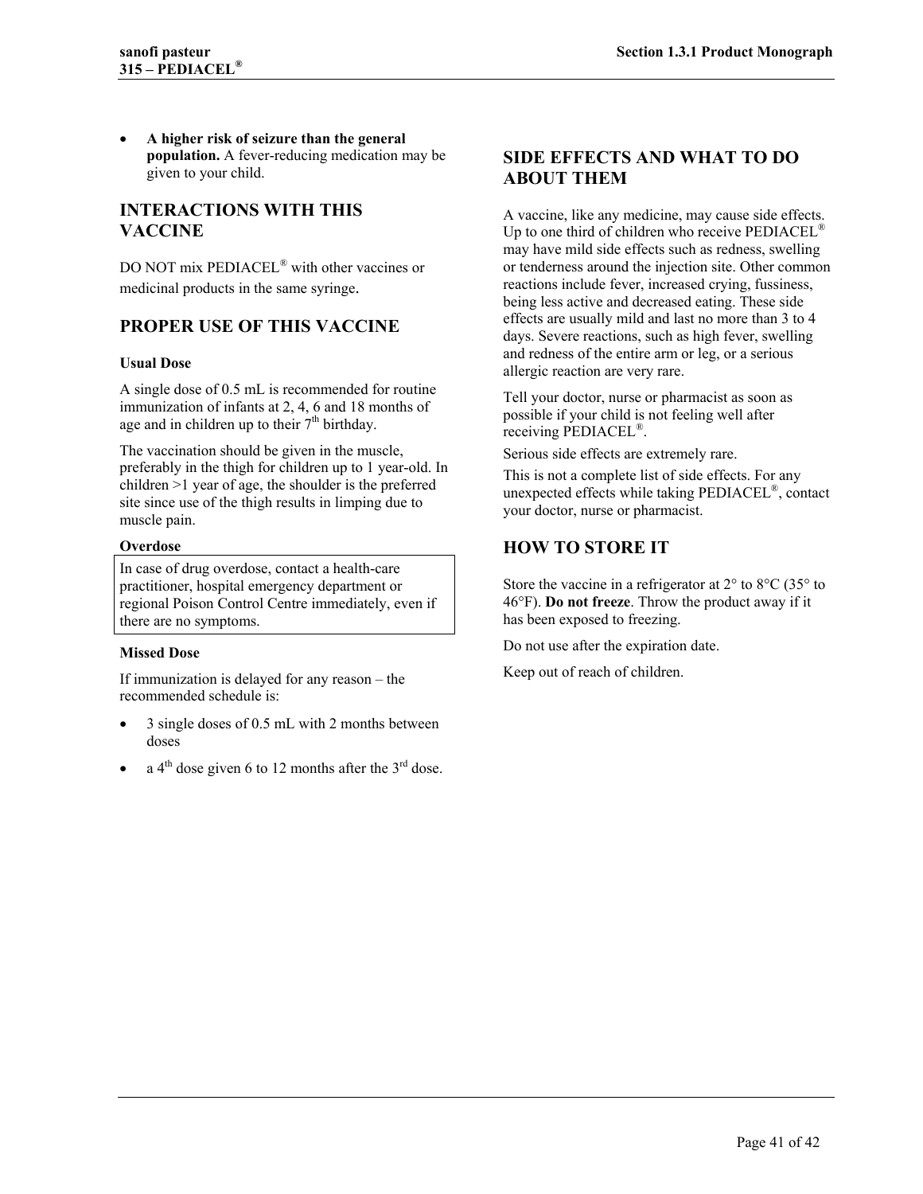- **A higher risk of seizure than the general population.** A fever-reducing medication may be given to your child.

## INTERACTIONS WITH THIS VACCINE

DO NOT mix PEDIACEL® with other vaccines or medicinal products in the same syringe.

## PROPER USE OF THIS VACCINE

**Usual Dose**

A single dose of 0.5 mL is recommended for routine immunization of infants at 2, 4, 6 and 18 months of age and in children up to their 7th birthday.

The vaccination should be given in the muscle, preferably in the thigh for children up to 1 year-old. In children >1 year of age, the shoulder is the preferred site since use of the thigh results in limping due to muscle pain.

**Overdose**

In case of drug overdose, contact a health-care practitioner, hospital emergency department or regional Poison Control Centre immediately, even if there are no symptoms.

**Missed Dose**

If immunization is delayed for any reason – the recommended schedule is:

- 3 single doses of 0.5 mL with 2 months between doses
- a 4th dose given 6 to 12 months after the 3rd dose.

## SIDE EFFECTS AND WHAT TO DO ABOUT THEM

A vaccine, like any medicine, may cause side effects. Up to one third of children who receive PEDIACEL® may have mild side effects such as redness, swelling or tenderness around the injection site. Other common reactions include fever, increased crying, fussiness, being less active and decreased eating. These side effects are usually mild and last no more than 3 to 4 days. Severe reactions, such as high fever, swelling and redness of the entire arm or leg, or a serious allergic reaction are very rare.

Tell your doctor, nurse or pharmacist as soon as possible if your child is not feeling well after receiving PEDIACEL®.

Serious side effects are extremely rare.

This is not a complete list of side effects. For any unexpected effects while taking PEDIACEL®, contact your doctor, nurse or pharmacist.

## HOW TO STORE IT

Store the vaccine in a refrigerator at 2° to 8°C (35° to 46°F). **Do not freeze**. Throw the product away if it has been exposed to freezing.

Do not use after the expiration date.

Keep out of reach of children.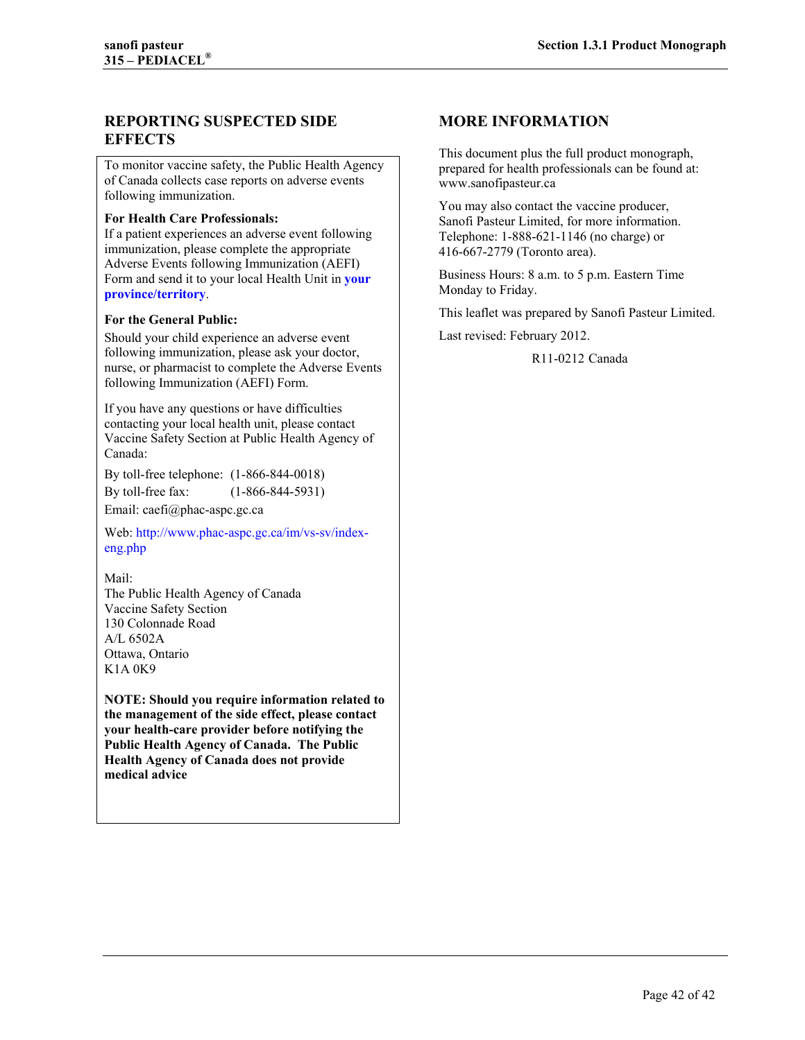## REPORTING SUSPECTED SIDE EFFECTS

To monitor vaccine safety, the Public Health Agency of Canada collects case reports on adverse events following immunization.

**For Health Care Professionals:**
If a patient experiences an adverse event following immunization, please complete the appropriate Adverse Events following Immunization (AEFI) Form and send it to your local Health Unit in **your province/territory**.

**For the General Public:**
Should your child experience an adverse event following immunization, please ask your doctor, nurse, or pharmacist to complete the Adverse Events following Immunization (AEFI) Form.

If you have any questions or have difficulties contacting your local health unit, please contact Vaccine Safety Section at Public Health Agency of Canada:

By toll-free telephone: (1-866-844-0018)
By toll-free fax: (1-866-844-5931)
Email: caefi@phac-aspc.gc.ca

Web: http://www.phac-aspc.gc.ca/im/vs-sv/index-eng.php

Mail:
The Public Health Agency of Canada
Vaccine Safety Section
130 Colonnade Road
A/L 6502A
Ottawa, Ontario
K1A 0K9

**NOTE: Should you require information related to the management of the side effect, please contact your health-care provider before notifying the Public Health Agency of Canada. The Public Health Agency of Canada does not provide medical advice**

## MORE INFORMATION

This document plus the full product monograph, prepared for health professionals can be found at: www.sanofipasteur.ca

You may also contact the vaccine producer, Sanofi Pasteur Limited, for more information. Telephone: 1-888-621-1146 (no charge) or 416-667-2779 (Toronto area).

Business Hours: 8 a.m. to 5 p.m. Eastern Time Monday to Friday.

This leaflet was prepared by Sanofi Pasteur Limited.

Last revised: February 2012.

R11-0212 Canada